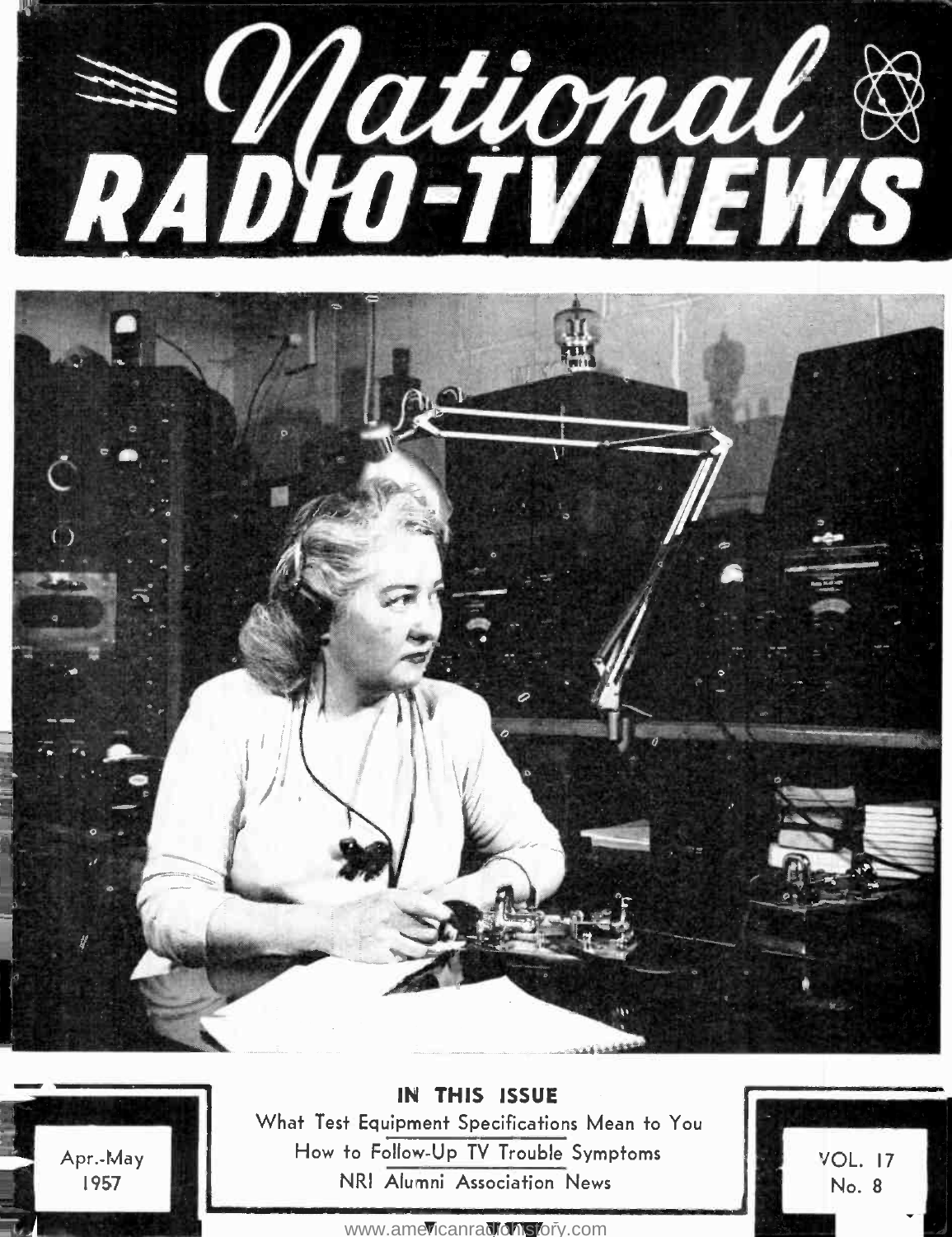# National RADIO-TV NEWS

## IN THIS ISSUE

What Test Equipment Specifications Mean to You

How to Follow-Up TV Trouble Symptoms

NRI Alumni Association News

Apr.-May 1957

VOL. 17 No. 8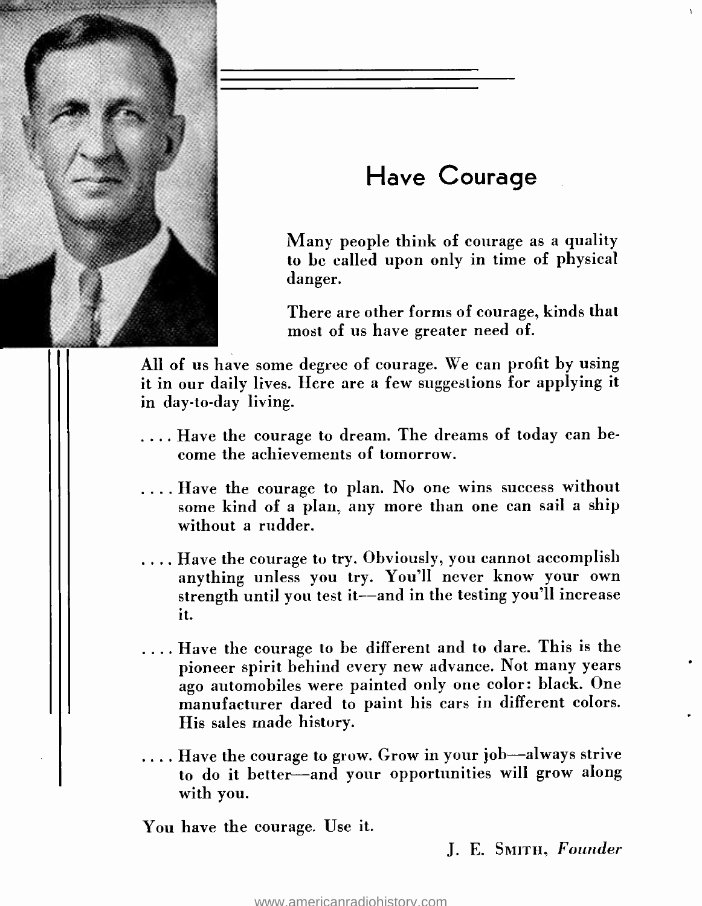# Have Courage

Many people think of courage as a quality to be called upon only in time of physical danger.

There are other forms of courage, kinds that most of us have greater need of.

All of us have some degree of courage. We can profit by using it in our daily lives. Here are a few suggestions for applying it in day-to-day living.

.... Have the courage to dream. The dreams of today can become the achievements of tomorrow.

.... Have the courage to plan. No one wins success without some kind of a plan, any more than one can sail a ship without a rudder.

.... Have the courage to try. Obviously, you cannot accomplish anything unless you try. You'll never know your own strength until you test it—and in the testing you'll increase it.

.... Have the courage to be different and to dare. This is the pioneer spirit behind every new advance. Not many years ago automobiles were painted only one color: black. One manufacturer dared to paint his cars in different colors. His sales made history.

.... Have the courage to grow. Grow in your job—always strive to do it better—and your opportunities will grow along with you.

You have the courage. Use it.

J. E. Smith, *Founder*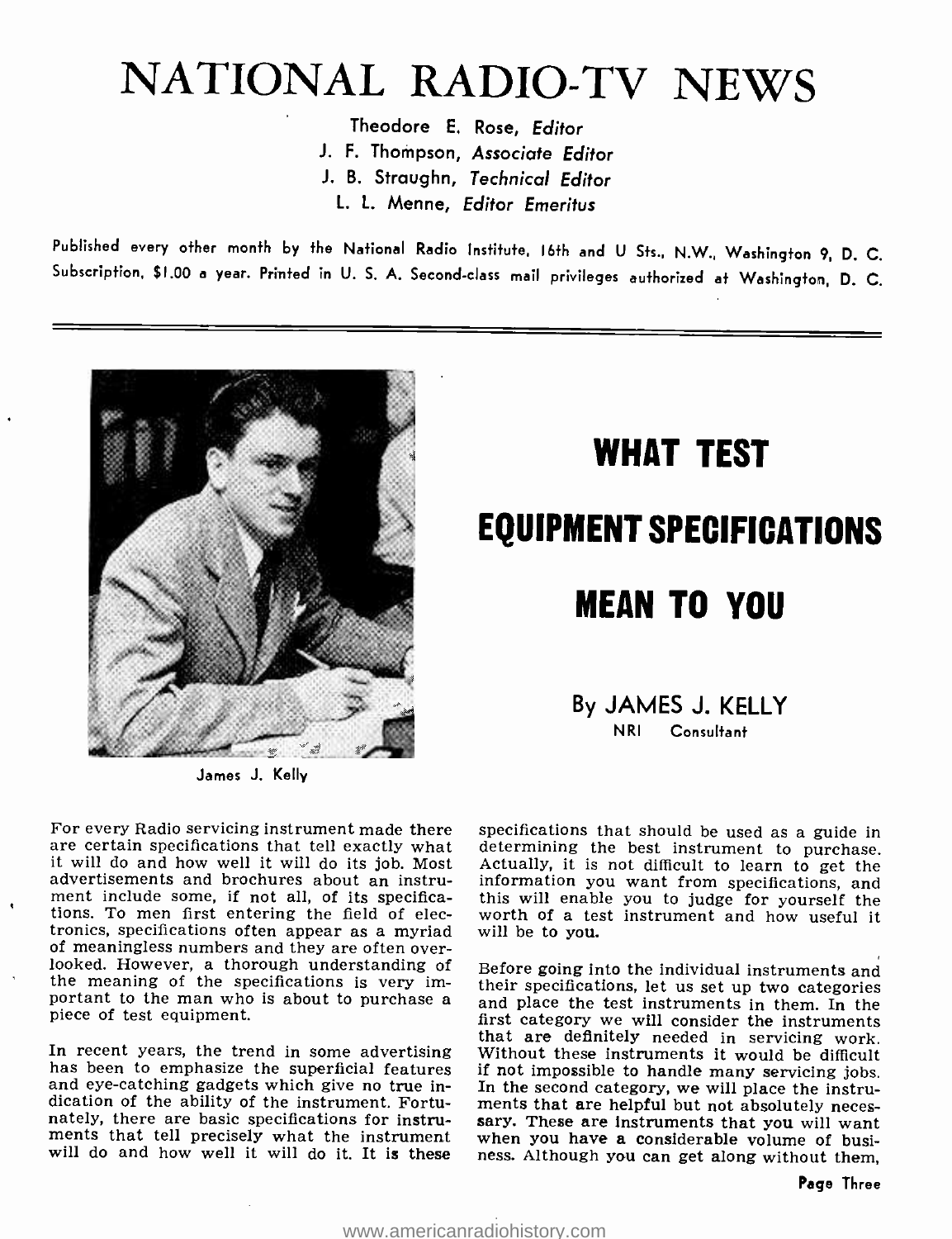# NATIONAL RADIO-TV NEWS

Theodore E. Rose, *Editor*
J. F. Thompson, *Associate Editor*
J. B. Straughn, *Technical Editor*
L. L. Menne, *Editor Emeritus*

Published every other month by the National Radio Institute, 16th and U Sts., N.W., Washington 9, D. C. Subscription, $1.00 a year. Printed in U. S. A. Second-class mail privileges authorized at Washington, D. C.

James J. Kelly

## WHAT TEST EQUIPMENT SPECIFICATIONS MEAN TO YOU

By JAMES J. KELLY
NRI Consultant

For every Radio servicing instrument made there are certain specifications that tell exactly what it will do and how well it will do its job. Most advertisements and brochures about an instrument include some, if not all, of its specifications. To men first entering the field of electronics, specifications often appear as a myriad of meaningless numbers and they are often overlooked. However, a thorough understanding of the meaning of the specifications is very important to the man who is about to purchase a piece of test equipment.

In recent years, the trend in some advertising has been to emphasize the superficial features and eye-catching gadgets which give no true indication of the ability of the instrument. Fortunately, there are basic specifications for instruments that tell precisely what the instrument will do and how well it will do it. It is these specifications that should be used as a guide in determining the best instrument to purchase. Actually, it is not difficult to learn to get the information you want from specifications, and this will enable you to judge for yourself the worth of a test instrument and how useful it will be to you.

Before going into the individual instruments and their specifications, let us set up two categories and place the test instruments in them. In the first category we will consider the instruments that are definitely needed in servicing work. Without these instruments it would be difficult if not impossible to handle many servicing jobs. In the second category, we will place the instruments that are helpful but not absolutely necessary. These are instruments that you will want when you have a considerable volume of business. Although you can get along without them,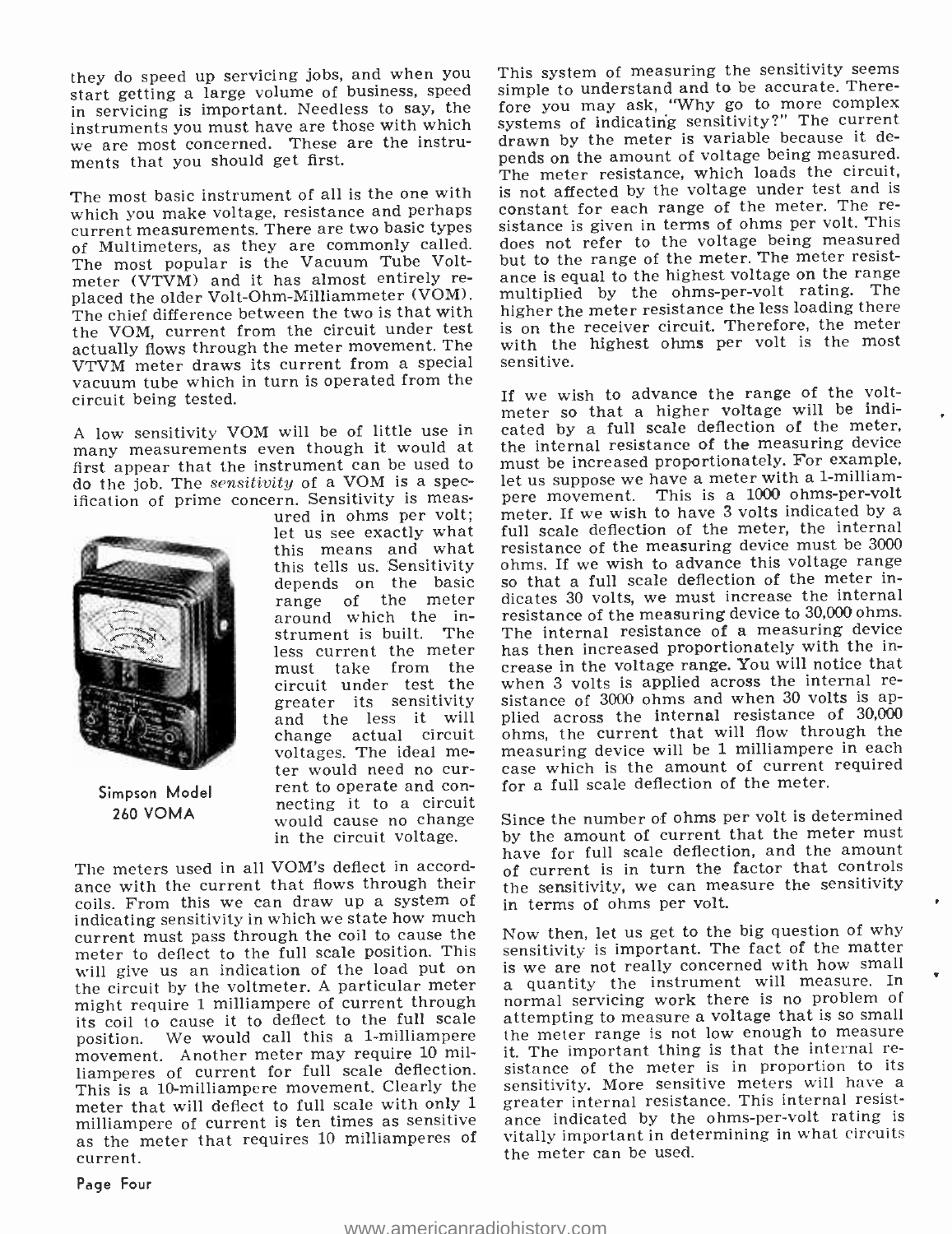they do speed up servicing jobs, and when you start getting a large volume of business, speed in servicing is important. Needless to say, the instruments you must have are those with which we are most concerned. These are the instruments that you should get first.

The most basic instrument of all is the one with which you make voltage, resistance and perhaps current measurements. There are two basic types of Multimeters, as they are commonly called. The most popular is the Vacuum Tube Voltmeter (VTVM) and it has almost entirely replaced the older Volt-Ohm-Milliammeter (VOM). The chief difference between the two is that with the VOM, current from the circuit under test actually flows through the meter movement. The VTVM meter draws its current from a special vacuum tube which in turn is operated from the circuit being tested.

A low sensitivity VOM will be of little use in many measurements even though it would at first appear that the instrument can be used to do the job. The *sensitivity* of a VOM is a specification of prime concern. Sensitivity is measured in ohms per volt; let us see exactly what this means and what this tells us. Sensitivity depends on the basic range of the meter around which the instrument is built. The less current the meter must take from the circuit under test the greater its sensitivity and the less it will change actual circuit voltages. The ideal meter would need no current to operate and connecting it to a circuit would cause no change in the circuit voltage.

Simpson Model 260 VOMA

The meters used in all VOM's deflect in accordance with the current that flows through their coils. From this we can draw up a system of indicating sensitivity in which we state how much current must pass through the coil to cause the meter to deflect to the full scale position. This will give us an indication of the load put on the circuit by the voltmeter. A particular meter might require 1 milliampere of current through its coil to cause it to deflect to the full scale position. We would call this a 1-milliampere movement. Another meter may require 10 milliamperes of current for full scale deflection. This is a 10-milliampere movement. Clearly the meter that will deflect to full scale with only 1 milliampere of current is ten times as sensitive as the meter that requires 10 milliamperes of current.

This system of measuring the sensitivity seems simple to understand and to be accurate. Therefore you may ask, "Why go to more complex systems of indicating sensitivity?" The current drawn by the meter is variable because it depends on the amount of voltage being measured. The meter resistance, which loads the circuit, is not affected by the voltage under test and is constant for each range of the meter. The resistance is given in terms of ohms per volt. This does not refer to the voltage being measured but to the range of the meter. The meter resistance is equal to the highest voltage on the range multiplied by the ohms-per-volt rating. The higher the meter resistance the less loading there is on the receiver circuit. Therefore, the meter with the highest ohms per volt is the most sensitive.

If we wish to advance the range of the voltmeter so that a higher voltage will be indicated by a full scale deflection of the meter, the internal resistance of the measuring device must be increased proportionately. For example, let us suppose we have a meter with a 1-milliampere movement. This is a 1000 ohms-per-volt meter. If we wish to have 3 volts indicated by a full scale deflection of the meter, the internal resistance of the measuring device must be 3000 ohms. If we wish to advance this voltage range so that a full scale deflection of the meter indicates 30 volts, we must increase the internal resistance of the measuring device to 30,000 ohms. The internal resistance of a measuring device has then increased proportionately with the increase in the voltage range. You will notice that when 3 volts is applied across the internal resistance of 3000 ohms and when 30 volts is applied across the internal resistance of 30,000 ohms, the current that will flow through the measuring device will be 1 milliampere in each case which is the amount of current required for a full scale deflection of the meter.

Since the number of ohms per volt is determined by the amount of current that the meter must have for full scale deflection, and the amount of current is in turn the factor that controls the sensitivity, we can measure the sensitivity in terms of ohms per volt.

Now then, let us get to the big question of why sensitivity is important. The fact of the matter is we are not really concerned with how small a quantity the instrument will measure. In normal servicing work there is no problem of attempting to measure a voltage that is so small the meter range is not low enough to measure it. The important thing is that the internal resistance of the meter is in proportion to its sensitivity. More sensitive meters will have a greater internal resistance. This internal resistance indicated by the ohms-per-volt rating is vitally important in determining in what circuits the meter can be used.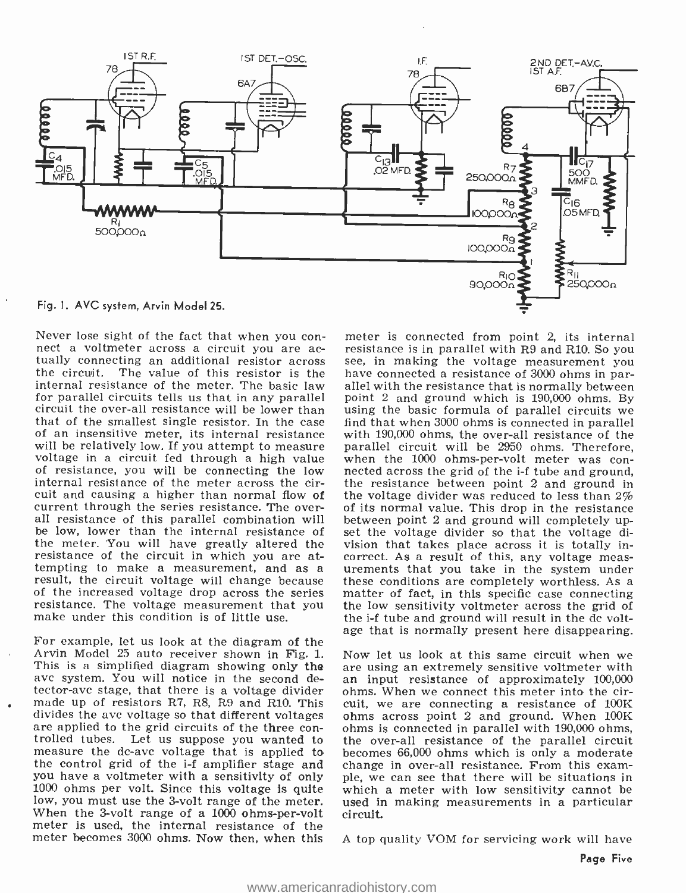Fig. 1. AVC system, Arvin Model 25.

Never lose sight of the fact that when you connect a voltmeter across a circuit you are actually connecting an additional resistor across the circuit. The value of this resistor is the internal resistance of the meter. The basic law for parallel circuits tells us that in any parallel circuit the over-all resistance will be lower than that of the smallest single resistor. In the case of an insensitive meter, its internal resistance will be relatively low. If you attempt to measure voltage in a circuit fed through a high value of resistance, you will be connecting the low internal resistance of the meter across the circuit and causing a higher than normal flow of current through the series resistance. The over-all resistance of this parallel combination will be low, lower than the internal resistance of the meter. You will have greatly altered the resistance of the circuit in which you are attempting to make a measurement, and as a result, the circuit voltage will change because of the increased voltage drop across the series resistance. The voltage measurement that you make under this condition is of little use.

For example, let us look at the diagram of the Arvin Model 25 auto receiver shown in Fig. 1. This is a simplified diagram showing only the avc system. You will notice in the second detector-avc stage, that there is a voltage divider made up of resistors R7, R8, R9 and R10. This divides the avc voltage so that different voltages are applied to the grid circuits of the three controlled tubes. Let us suppose you wanted to measure the dc-avc voltage that is applied to the control grid of the i-f amplifier stage and you have a voltmeter with a sensitivity of only 1000 ohms per volt. Since this voltage is quite low, you must use the 3-volt range of the meter. When the 3-volt range of a 1000 ohms-per-volt meter is used, the internal resistance of the meter becomes 3000 ohms. Now then, when this meter is connected from point 2, its internal resistance is in parallel with R9 and R10. So you see, in making the voltage measurement you have connected a resistance of 3000 ohms in parallel with the resistance that is normally between point 2 and ground which is 190,000 ohms. By using the basic formula of parallel circuits we find that when 3000 ohms is connected in parallel with 190,000 ohms, the over-all resistance of the parallel circuit will be 2950 ohms. Therefore, when the 1000 ohms-per-volt meter was connected across the grid of the i-f tube and ground, the resistance between point 2 and ground in the voltage divider was reduced to less than 2% of its normal value. This drop in the resistance between point 2 and ground will completely upset the voltage divider so that the voltage division that takes place across it is totally incorrect. As a result of this, any voltage measurements that you take in the system under these conditions are completely worthless. As a matter of fact, in this specific case connecting the low sensitivity voltmeter across the grid of the i-f tube and ground will result in the dc voltage that is normally present here disappearing.

Now let us look at this same circuit when we are using an extremely sensitive voltmeter with an input resistance of approximately 100,000 ohms. When we connect this meter into the circuit, we are connecting a resistance of 100K ohms across point 2 and ground. When 100K ohms is connected in parallel with 190,000 ohms, the over-all resistance of the parallel circuit becomes 66,000 ohms which is only a moderate change in over-all resistance. From this example, we can see that there will be situations in which a meter with low sensitivity cannot be used in making measurements in a particular circuit.

A top quality VOM for servicing work will have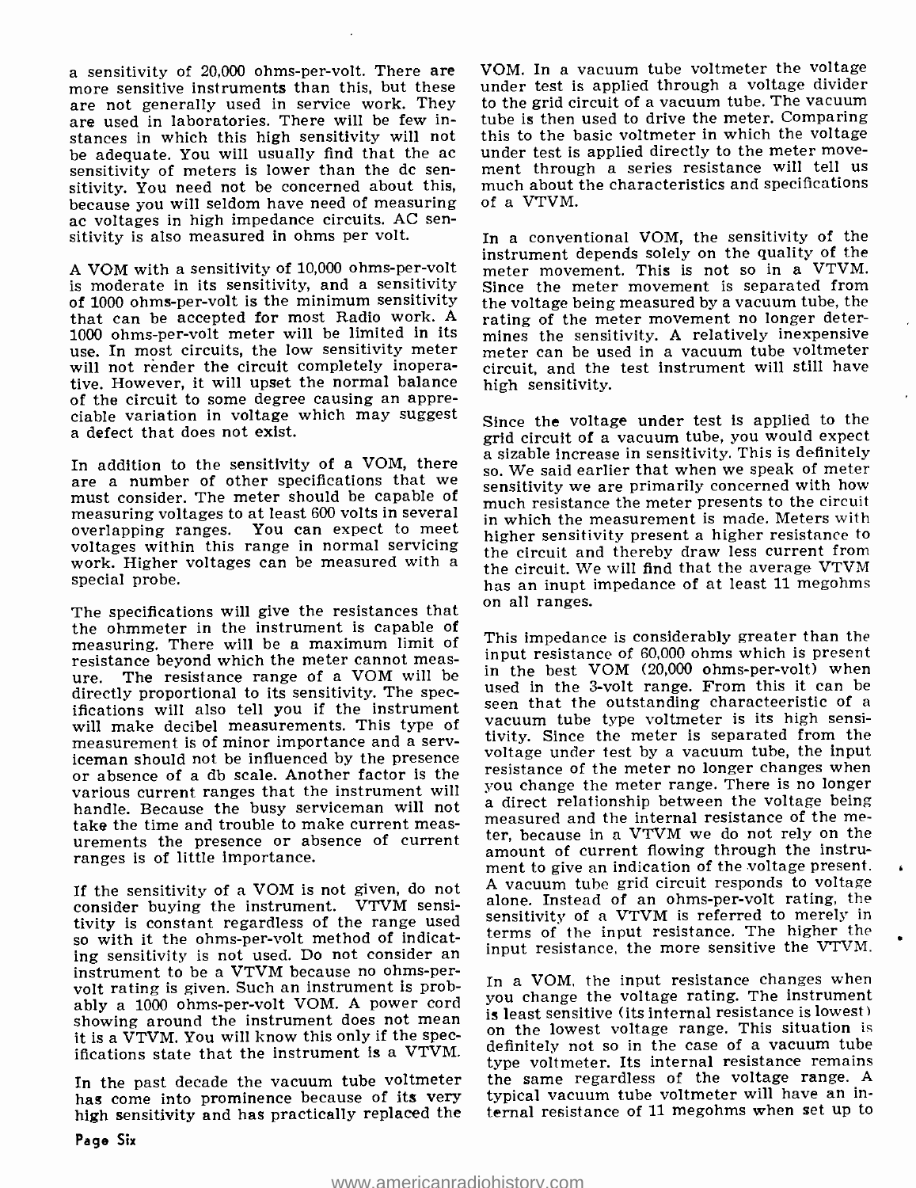a sensitivity of 20,000 ohms-per-volt. There are more sensitive instruments than this, but these are not generally used in service work. They are used in laboratories. There will be few instances in which this high sensitivity will not be adequate. You will usually find that the ac sensitivity of meters is lower than the dc sensitivity. You need not be concerned about this, because you will seldom have need of measuring ac voltages in high impedance circuits. AC sensitivity is also measured in ohms per volt.

A VOM with a sensitivity of 10,000 ohms-per-volt is moderate in its sensitivity, and a sensitivity of 1000 ohms-per-volt is the minimum sensitivity that can be accepted for most Radio work. A 1000 ohms-per-volt meter will be limited in its use. In most circuits, the low sensitivity meter will not render the circuit completely inoperative. However, it will upset the normal balance of the circuit to some degree causing an appreciable variation in voltage which may suggest a defect that does not exist.

In addition to the sensitivity of a VOM, there are a number of other specifications that we must consider. The meter should be capable of measuring voltages to at least 600 volts in several overlapping ranges. You can expect to meet voltages within this range in normal servicing work. Higher voltages can be measured with a special probe.

The specifications will give the resistances that the ohmmeter in the instrument is capable of measuring. There will be a maximum limit of resistance beyond which the meter cannot measure. The resistance range of a VOM will be directly proportional to its sensitivity. The specifications will also tell you if the instrument will make decibel measurements. This type of measurement is of minor importance and a serviceman should not be influenced by the presence or absence of a db scale. Another factor is the various current ranges that the instrument will handle. Because the busy serviceman will not take the time and trouble to make current measurements the presence or absence of current ranges is of little importance.

If the sensitivity of a VOM is not given, do not consider buying the instrument. VTVM sensitivity is constant regardless of the range used so with it the ohms-per-volt method of indicating sensitivity is not used. Do not consider an instrument to be a VTVM because no ohms-per-volt rating is given. Such an instrument is probably a 1000 ohms-per-volt VOM. A power cord showing around the instrument does not mean it is a VTVM. You will know this only if the specifications state that the instrument is a VTVM.

In the past decade the vacuum tube voltmeter has come into prominence because of its very high sensitivity and has practically replaced the VOM. In a vacuum tube voltmeter the voltage under test is applied through a voltage divider to the grid circuit of a vacuum tube. The vacuum tube is then used to drive the meter. Comparing this to the basic voltmeter in which the voltage under test is applied directly to the meter movement through a series resistance will tell us much about the characteristics and specifications of a VTVM.

In a conventional VOM, the sensitivity of the instrument depends solely on the quality of the meter movement. This is not so in a VTVM. Since the meter movement is separated from the voltage being measured by a vacuum tube, the rating of the meter movement no longer determines the sensitivity. A relatively inexpensive meter can be used in a vacuum tube voltmeter circuit, and the test instrument will still have high sensitivity.

Since the voltage under test is applied to the grid circuit of a vacuum tube, you would expect a sizable increase in sensitivity. This is definitely so. We said earlier that when we speak of meter sensitivity we are primarily concerned with how much resistance the meter presents to the circuit in which the measurement is made. Meters with higher sensitivity present a higher resistance to the circuit and thereby draw less current from the circuit. We will find that the average VTVM has an inupt impedance of at least 11 megohms on all ranges.

This impedance is considerably greater than the input resistance of 60,000 ohms which is present in the best VOM (20,000 ohms-per-volt) when used in the 3-volt range. From this it can be seen that the outstanding characteeristic of a vacuum tube type voltmeter is its high sensitivity. Since the meter is separated from the voltage under test by a vacuum tube, the input resistance of the meter no longer changes when you change the meter range. There is no longer a direct relationship between the voltage being measured and the internal resistance of the meter, because in a VTVM we do not rely on the amount of current flowing through the instrument to give an indication of the voltage present. A vacuum tube grid circuit responds to voltage alone. Instead of an ohms-per-volt rating, the sensitivity of a VTVM is referred to merely in terms of the input resistance. The higher the input resistance, the more sensitive the VTVM.

In a VOM, the input resistance changes when you change the voltage rating. The instrument is least sensitive (its internal resistance is lowest) on the lowest voltage range. This situation is definitely not so in the case of a vacuum tube type voltmeter. Its internal resistance remains the same regardless of the voltage range. A typical vacuum tube voltmeter will have an internal resistance of 11 megohms when set up to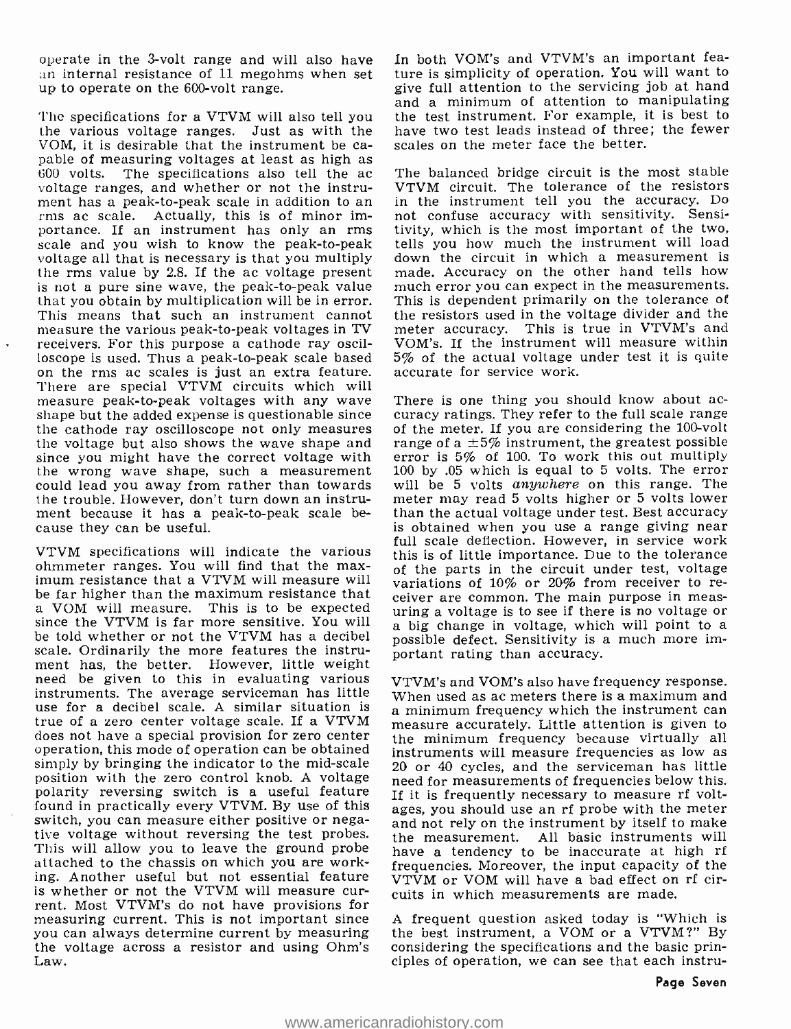operate in the 3-volt range and will also have an internal resistance of 11 megohms when set up to operate on the 600-volt range.

The specifications for a VTVM will also tell you the various voltage ranges. Just as with the VOM, it is desirable that the instrument be capable of measuring voltages at least as high as 600 volts. The specifications also tell the ac voltage ranges, and whether or not the instrument has a peak-to-peak scale in addition to an rms ac scale. Actually, this is of minor importance. If an instrument has only an rms scale and you wish to know the peak-to-peak voltage all that is necessary is that you multiply the rms value by 2.8. If the ac voltage present is not a pure sine wave, the peak-to-peak value that you obtain by multiplication will be in error. This means that such an instrument cannot measure the various peak-to-peak voltages in TV receivers. For this purpose a cathode ray oscilloscope is used. Thus a peak-to-peak scale based on the rms ac scales is just an extra feature. There are special VTVM circuits which will measure peak-to-peak voltages with any wave shape but the added expense is questionable since the cathode ray oscilloscope not only measures the voltage but also shows the wave shape and since you might have the correct voltage with the wrong wave shape, such a measurement could lead you away from rather than towards the trouble. However, don't turn down an instrument because it has a peak-to-peak scale because they can be useful.

VTVM specifications will indicate the various ohmmeter ranges. You will find that the maximum resistance that a VTVM will measure will be far higher than the maximum resistance that a VOM will measure. This is to be expected since the VTVM is far more sensitive. You will be told whether or not the VTVM has a decibel scale. Ordinarily the more features the instrument has, the better. However, little weight need be given to this in evaluating various instruments. The average serviceman has little use for a decibel scale. A similar situation is true of a zero center voltage scale. If a VTVM does not have a special provision for zero center operation, this mode of operation can be obtained simply by bringing the indicator to the mid-scale position with the zero control knob. A voltage polarity reversing switch is a useful feature found in practically every VTVM. By use of this switch, you can measure either positive or negative voltage without reversing the test probes. This will allow you to leave the ground probe attached to the chassis on which you are working. Another useful but not essential feature is whether or not the VTVM will measure current. Most VTVM's do not have provisions for measuring current. This is not important since you can always determine current by measuring the voltage across a resistor and using Ohm's Law.

In both VOM's and VTVM's an important feature is simplicity of operation. You will want to give full attention to the servicing job at hand and a minimum of attention to manipulating the test instrument. For example, it is best to have two test leads instead of three; the fewer scales on the meter face the better.

The balanced bridge circuit is the most stable VTVM circuit. The tolerance of the resistors in the instrument tell you the accuracy. Do not confuse accuracy with sensitivity. Sensitivity, which is the most important of the two, tells you how much the instrument will load down the circuit in which a measurement is made. Accuracy on the other hand tells how much error you can expect in the measurements. This is dependent primarily on the tolerance of the resistors used in the voltage divider and the meter accuracy. This is true in VTVM's and VOM's. If the instrument will measure within 5% of the actual voltage under test it is quite accurate for service work.

There is one thing you should know about accuracy ratings. They refer to the full scale range of the meter. If you are considering the 100-volt range of a ±5% instrument, the greatest possible error is 5% of 100. To work this out multiply 100 by .05 which is equal to 5 volts. The error will be 5 volts *anywhere* on this range. The meter may read 5 volts higher or 5 volts lower than the actual voltage under test. Best accuracy is obtained when you use a range giving near full scale deflection. However, in service work this is of little importance. Due to the tolerance of the parts in the circuit under test, voltage variations of 10% or 20% from receiver to receiver are common. The main purpose in measuring a voltage is to see if there is no voltage or a big change in voltage, which will point to a possible defect. Sensitivity is a much more important rating than accuracy.

VTVM's and VOM's also have frequency response. When used as ac meters there is a maximum and a minimum frequency which the instrument can measure accurately. Little attention is given to the minimum frequency because virtually all instruments will measure frequencies as low as 20 or 40 cycles, and the serviceman has little need for measurements of frequencies below this. If it is frequently necessary to measure rf voltages, you should use an rf probe with the meter and not rely on the instrument by itself to make the measurement. All basic instruments will have a tendency to be inaccurate at high rf frequencies. Moreover, the input capacity of the VTVM or VOM will have a bad effect on rf circuits in which measurements are made.

A frequent question asked today is "Which is the best instrument, a VOM or a VTVM?" By considering the specifications and the basic principles of operation, we can see that each instru-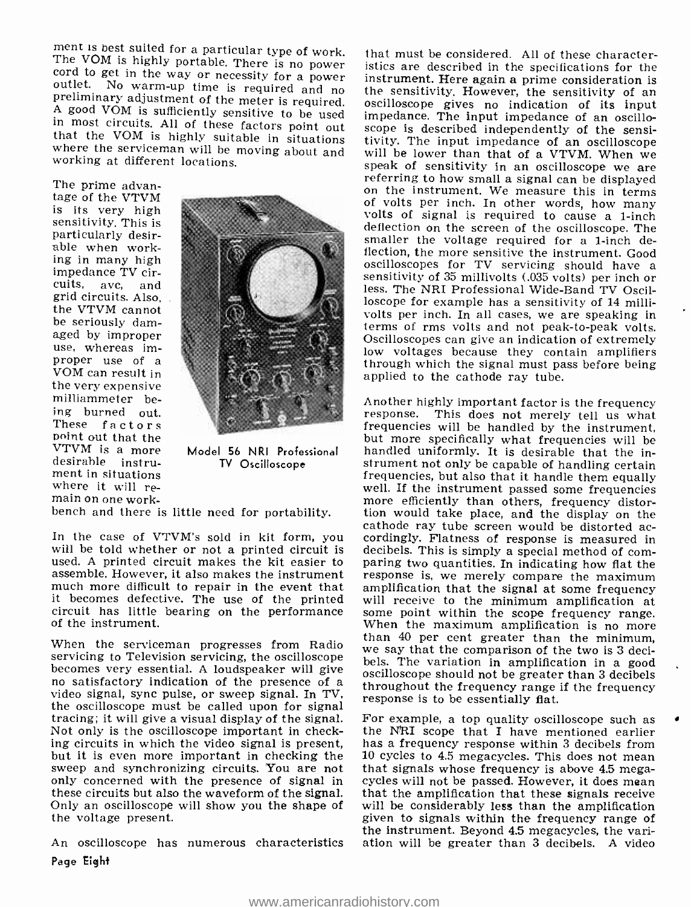ment is best suited for a particular type of work. The VOM is highly portable. There is no power cord to get in the way or necessity for a power outlet. No warm-up time is required and no preliminary adjustment of the meter is required. A good VOM is sufficiently sensitive to be used in most circuits. All of these factors point out that the VOM is highly suitable in situations where the serviceman will be moving about and working at different locations.

The prime advantage of the VTVM is its very high sensitivity. This is particularly desirable when working in many high impedance TV circuits, avc, and grid circuits. Also, the VTVM cannot be seriously damaged by improper use, whereas improper use of a VOM can result in the very expensive milliammeter being burned out. These factors point out that the VTVM is a more desirable instrument in situations where it will remain on one workbench and there is little need for portability.

Model 56 NRI Professional TV Oscilloscope

In the case of VTVM's sold in kit form, you will be told whether or not a printed circuit is used. A printed circuit makes the kit easier to assemble. However, it also makes the instrument much more difficult to repair in the event that it becomes defective. The use of the printed circuit has little bearing on the performance of the instrument.

When the serviceman progresses from Radio servicing to Television servicing, the oscilloscope becomes very essential. A loudspeaker will give no satisfactory indication of the presence of a video signal, sync pulse, or sweep signal. In TV, the oscilloscope must be called upon for signal tracing; it will give a visual display of the signal. Not only is the oscilloscope important in checking circuits in which the video signal is present, but it is even more important in checking the sweep and synchronizing circuits. You are not only concerned with the presence of signal in these circuits but also the waveform of the signal. Only an oscilloscope will show you the shape of the voltage present.

An oscilloscope has numerous characteristics that must be considered. All of these characteristics are described in the specifications for the instrument. Here again a prime consideration is the sensitivity. However, the sensitivity of an oscilloscope gives no indication of its input impedance. The input impedance of an oscilloscope is described independently of the sensitivity. The input impedance of an oscilloscope will be lower than that of a VTVM. When we speak of sensitivity in an oscilloscope we are referring to how small a signal can be displayed on the instrument. We measure this in terms of volts per inch. In other words, how many volts of signal is required to cause a 1-inch deflection on the screen of the oscilloscope. The smaller the voltage required for a 1-inch deflection, the more sensitive the instrument. Good oscilloscopes for TV servicing should have a sensitivity of 35 millivolts (.035 volts) per inch or less. The NRI Professional Wide-Band TV Oscilloscope for example has a sensitivity of 14 millivolts per inch. In all cases, we are speaking in terms of rms volts and not peak-to-peak volts. Oscilloscopes can give an indication of extremely low voltages because they contain amplifiers through which the signal must pass before being applied to the cathode ray tube.

Another highly important factor is the frequency response. This does not merely tell us what frequencies will be handled by the instrument, but more specifically what frequencies will be handled uniformly. It is desirable that the instrument not only be capable of handling certain frequencies, but also that it handle them equally well. If the instrument passed some frequencies more efficiently than others, frequency distortion would take place, and the display on the cathode ray tube screen would be distorted accordingly. Flatness of response is measured in decibels. This is simply a special method of comparing two quantities. In indicating how flat the response is, we merely compare the maximum amplification that the signal at some frequency will receive to the minimum amplification at some point within the scope frequency range. When the maximum amplification is no more than 40 per cent greater than the minimum, we say that the comparison of the two is 3 decibels. The variation in amplification in a good oscilloscope should not be greater than 3 decibels throughout the frequency range if the frequency response is to be essentially flat.

For example, a top quality oscilloscope such as the NRI scope that I have mentioned earlier has a frequency response within 3 decibels from 10 cycles to 4.5 megacycles. This does not mean that signals whose frequency is above 4.5 megacycles will not be passed. However, it does mean that the amplification that these signals receive will be considerably less than the amplification given to signals within the frequency range of the instrument. Beyond 4.5 megacycles, the variation will be greater than 3 decibels. A video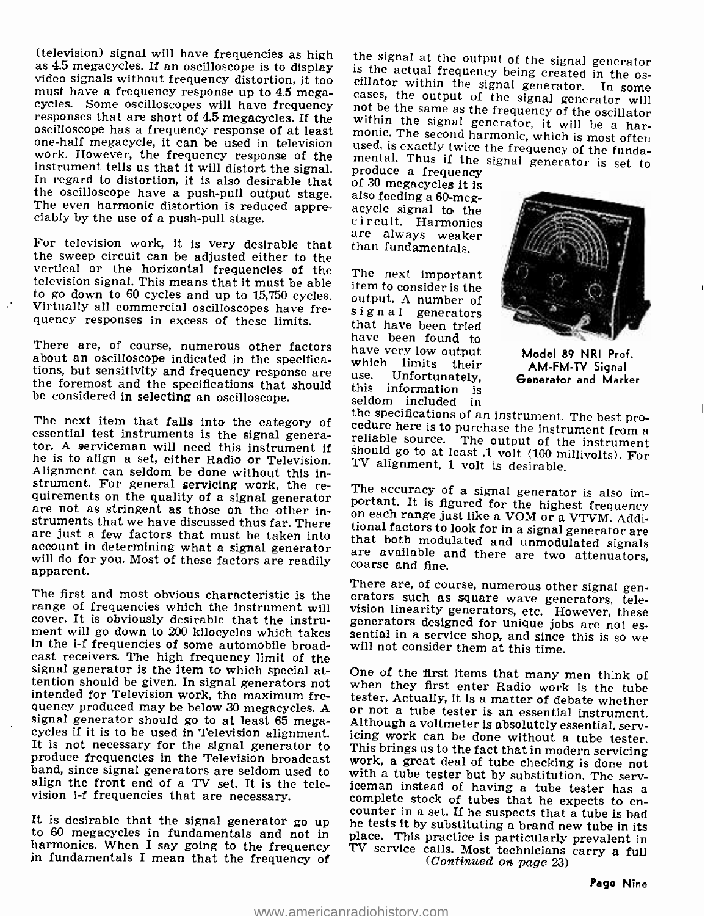(television) signal will have frequencies as high as 4.5 megacycles. If an oscilloscope is to display video signals without frequency distortion, it too must have a frequency response up to 4.5 megacycles. Some oscilloscopes will have frequency responses that are short of 4.5 megacycles. If the oscilloscope has a frequency response of at least one-half megacycle, it can be used in television work. However, the frequency response of the instrument tells us that it will distort the signal. In regard to distortion, it is also desirable that the oscilloscope have a push-pull output stage. The even harmonic distortion is reduced appreciably by the use of a push-pull stage.

For television work, it is very desirable that the sweep circuit can be adjusted either to the vertical or the horizontal frequencies of the television signal. This means that it must be able to go down to 60 cycles and up to 15,750 cycles. Virtually all commercial oscilloscopes have frequency responses in excess of these limits.

There are, of course, numerous other factors about an oscilloscope indicated in the specifications, but sensitivity and frequency response are the foremost and the specifications that should be considered in selecting an oscilloscope.

The next item that falls into the category of essential test instruments is the signal generator. A serviceman will need this instrument if he is to align a set, either Radio or Television. Alignment can seldom be done without this instrument. For general servicing work, the requirements on the quality of a signal generator are not as stringent as those on the other instruments that we have discussed thus far. There are just a few factors that must be taken into account in determining what a signal generator will do for you. Most of these factors are readily apparent.

The first and most obvious characteristic is the range of frequencies which the instrument will cover. It is obviously desirable that the instrument will go down to 200 kilocycles which takes in the i-f frequencies of some automobile broadcast receivers. The high frequency limit of the signal generator is the item to which special attention should be given. In signal generators not intended for Television work, the maximum frequency produced may be below 30 megacycles. A signal generator should go to at least 65 megacycles if it is to be used in Television alignment. It is not necessary for the signal generator to produce frequencies in the Television broadcast band, since signal generators are seldom used to align the front end of a TV set. It is the television i-f frequencies that are necessary.

It is desirable that the signal generator go up to 60 megacycles in fundamentals and not in harmonics. When I say going to the frequency in fundamentals I mean that the frequency of the signal at the output of the signal generator is the actual frequency being created in the oscillator within the signal generator. In some cases, the output of the signal generator will not be the same as the frequency of the oscillator within the signal generator, it will be a harmonic. The second harmonic, which is most often used, is exactly twice the frequency of the fundamental. Thus if the signal generator is set to produce a frequency of 30 megacycles it is also feeding a 60-megacycle signal to the circuit. Harmonics are always weaker than fundamentals.

Model 89 NRI Prof. AM-FM-TV Signal Generator and Marker

The next important item to consider is the output. A number of signal generators that have been tried have been found to have very low output which limits their use. Unfortunately, this information is seldom included in the specifications of an instrument. The best procedure here is to purchase the instrument from a reliable source. The output of the instrument should go to at least .1 volt (100 millivolts). For TV alignment, 1 volt is desirable.

The accuracy of a signal generator is also important. It is figured for the highest frequency on each range just like a VOM or a VTVM. Additional factors to look for in a signal generator are that both modulated and unmodulated signals are available and there are two attenuators, coarse and fine.

There are, of course, numerous other signal generators such as square wave generators, television linearity generators, etc. However, these generators designed for unique jobs are not essential in a service shop, and since this is so we will not consider them at this time.

One of the first items that many men think of when they first enter Radio work is the tube tester. Actually, it is a matter of debate whether or not a tube tester is an essential instrument. Although a voltmeter is absolutely essential, servicing work can be done without a tube tester. This brings us to the fact that in modern servicing work, a great deal of tube checking is done not with a tube tester but by substitution. The serviceman instead of having a tube tester has a complete stock of tubes that he expects to encounter in a set. If he suspects that a tube is bad he tests it by substituting a brand new tube in its place. This practice is particularly prevalent in TV service calls. Most technicians carry a full

*(Continued on page 23)*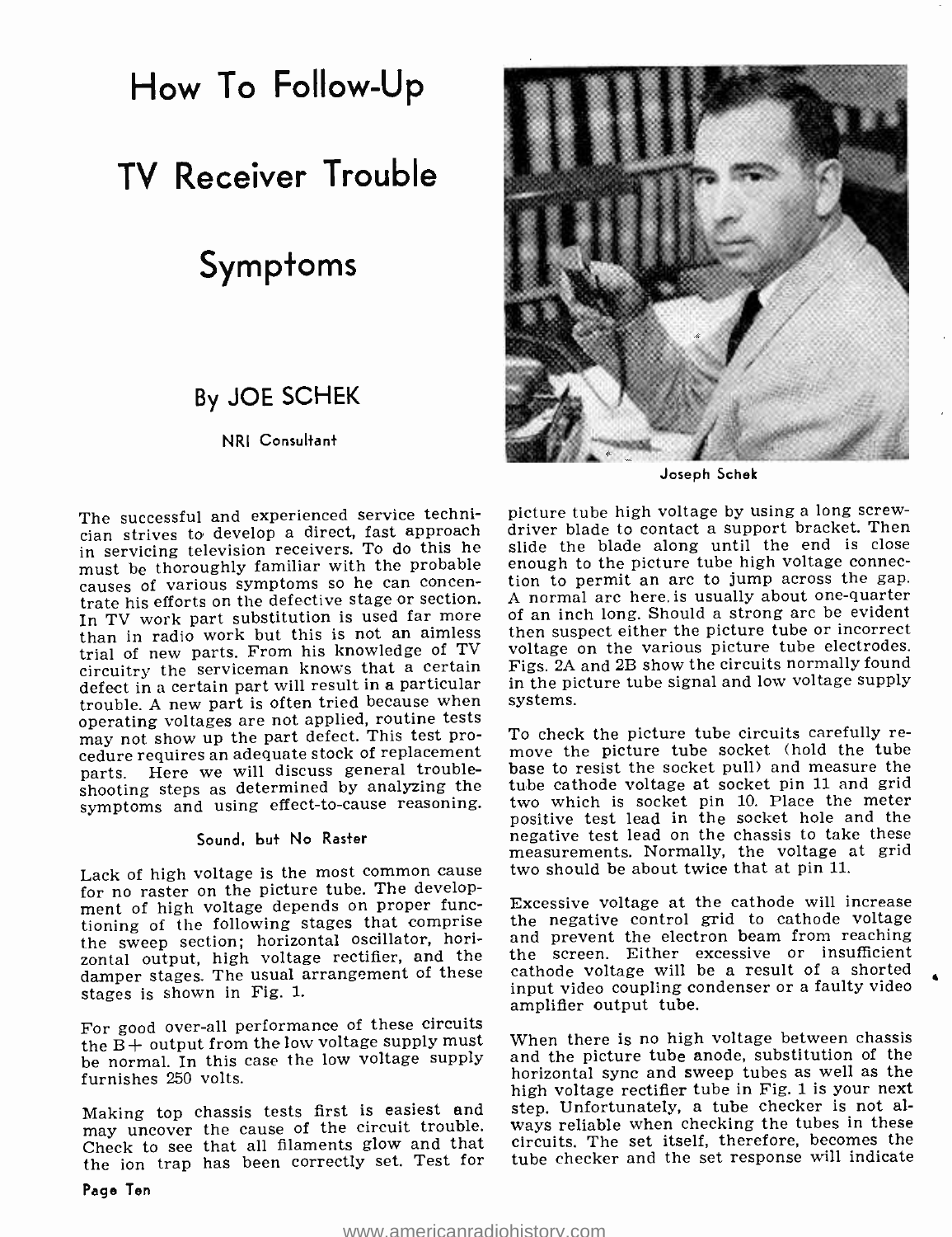# How To Follow-Up TV Receiver Trouble Symptoms

### By JOE SCHEK

NRI Consultant

Joseph Schek

The successful and experienced service technician strives to develop a direct, fast approach in servicing television receivers. To do this he must be thoroughly familiar with the probable causes of various symptoms so he can concentrate his efforts on the defective stage or section. In TV work part substitution is used far more than in radio work but this is not an aimless trial of new parts. From his knowledge of TV circuitry the serviceman knows that a certain defect in a certain part will result in a particular trouble. A new part is often tried because when operating voltages are not applied, routine tests may not show up the part defect. This test procedure requires an adequate stock of replacement parts. Here we will discuss general troubleshooting steps as determined by analyzing the symptoms and using effect-to-cause reasoning.

#### Sound, but No Raster

Lack of high voltage is the most common cause for no raster on the picture tube. The development of high voltage depends on proper functioning of the following stages that comprise the sweep section; horizontal oscillator, horizontal output, high voltage rectifier, and the damper stages. The usual arrangement of these stages is shown in Fig. 1.

For good over-all performance of these circuits the B+ output from the low voltage supply must be normal. In this case the low voltage supply furnishes 250 volts.

Making top chassis tests first is easiest and may uncover the cause of the circuit trouble. Check to see that all filaments glow and that the ion trap has been correctly set. Test for picture tube high voltage by using a long screwdriver blade to contact a support bracket. Then slide the blade along until the end is close enough to the picture tube high voltage connection to permit an arc to jump across the gap. A normal arc here is usually about one-quarter of an inch long. Should a strong arc be evident then suspect either the picture tube or incorrect voltage on the various picture tube electrodes. Figs. 2A and 2B show the circuits normally found in the picture tube signal and low voltage supply systems.

To check the picture tube circuits carefully remove the picture tube socket (hold the tube base to resist the socket pull) and measure the tube cathode voltage at socket pin 11 and grid two which is socket pin 10. Place the meter positive test lead in the socket hole and the negative test lead on the chassis to take these measurements. Normally, the voltage at grid two should be about twice that at pin 11.

Excessive voltage at the cathode will increase the negative control grid to cathode voltage and prevent the electron beam from reaching the screen. Either excessive or insufficient cathode voltage will be a result of a shorted input video coupling condenser or a faulty video amplifier output tube.

When there is no high voltage between chassis and the picture tube anode, substitution of the horizontal sync and sweep tubes as well as the high voltage rectifier tube in Fig. 1 is your next step. Unfortunately, a tube checker is not always reliable when checking the tubes in these circuits. The set itself, therefore, becomes the tube checker and the set response will indicate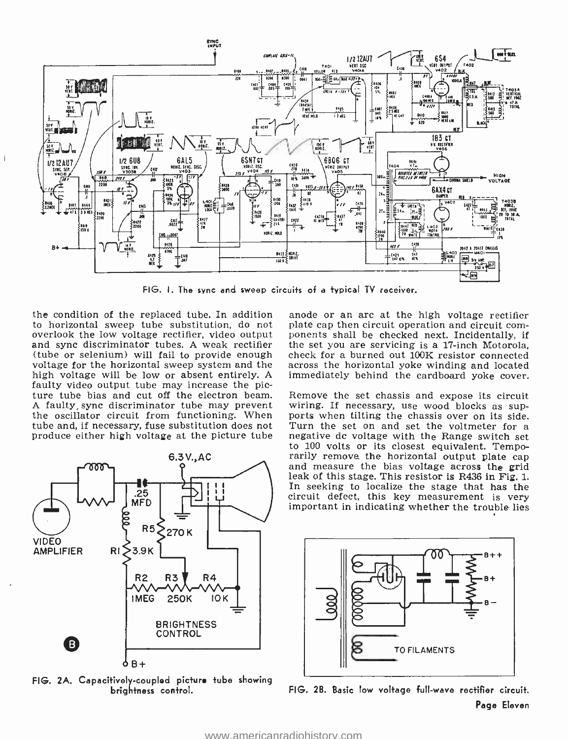FIG. 1. The sync and sweep circuits of a typical TV receiver.

the condition of the replaced tube. In addition to horizontal sweep tube substitution, do not overlook the low voltage rectifier, video output and sync discriminator tubes. A weak rectifier (tube or selenium) will fail to provide enough voltage for the horizontal sweep system and the high voltage will be low or absent entirely. A faulty video output tube may increase the picture tube bias and cut off the electron beam. A faulty sync discriminator tube may prevent the oscillator circuit from functioning. When tube and, if necessary, fuse substitution does not produce either high voltage at the picture tube anode or an arc at the high voltage rectifier plate cap then circuit operation and circuit components shall be checked next. Incidentally, if the set you are servicing is a 17-inch Motorola, check for a burned out 100K resistor connected across the horizontal yoke winding and located immediately behind the cardboard yoke cover.

Remove the set chassis and expose its circuit wiring. If necessary, use wood blocks as supports when tilting the chassis over on its side. Turn the set on and set the voltmeter for a negative dc voltage with the Range switch set to 100 volts or its closest equivalent. Temporarily remove the horizontal output plate cap and measure the bias voltage across the grid leak of this stage. This resistor is R436 in Fig. 1. In seeking to localize the stage that has the circuit defect, this key measurement is very important in indicating whether the trouble lies

FIG. 2A. Capacitively-coupled picture tube showing brightness control.

FIG. 2B. Basic low voltage full-wave rectifier circuit.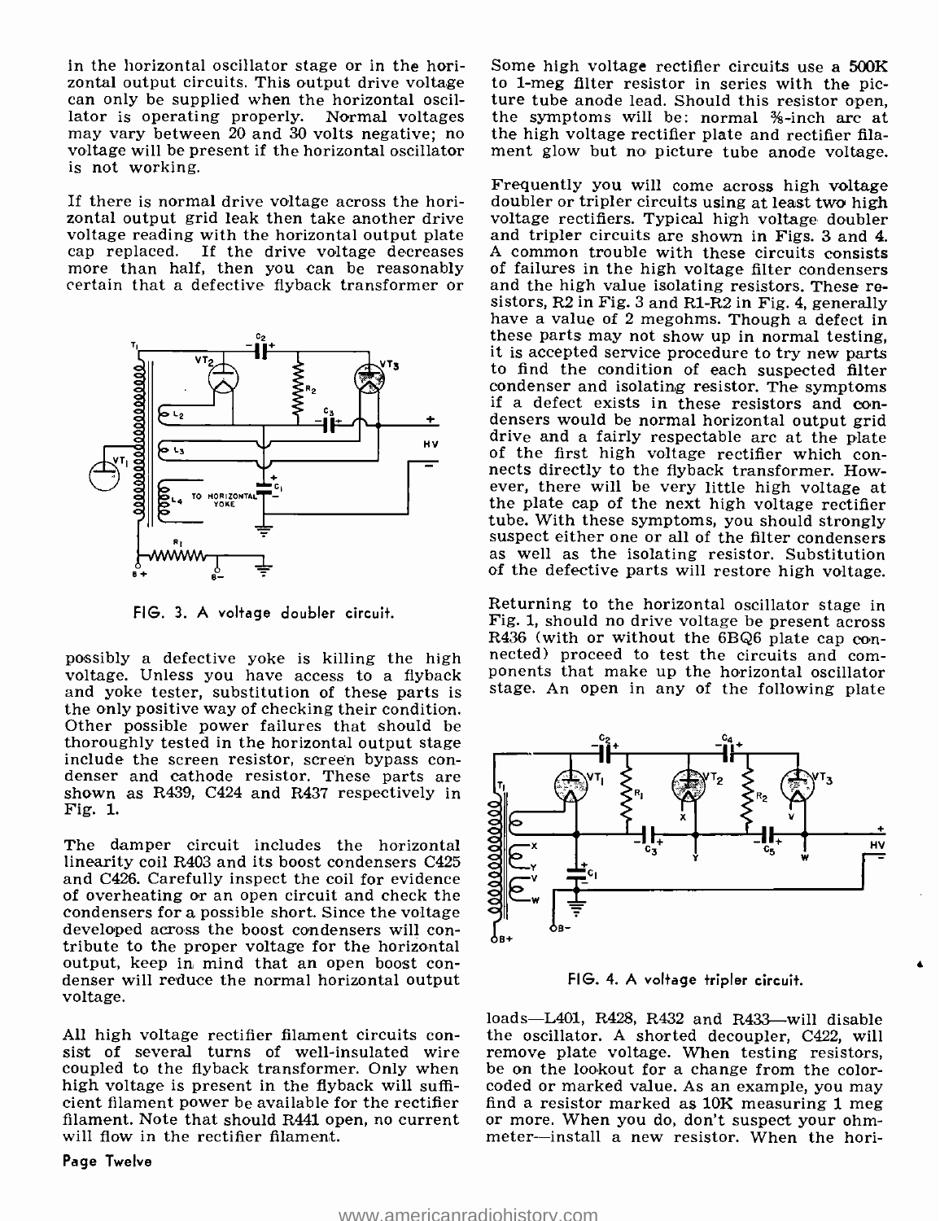in the horizontal oscillator stage or in the horizontal output circuits. This output drive voltage can only be supplied when the horizontal oscillator is operating properly. Normal voltages may vary between 20 and 30 volts negative; no voltage will be present if the horizontal oscillator is not working.

If there is normal drive voltage across the horizontal output grid leak then take another drive voltage reading with the horizontal output plate cap replaced. If the drive voltage decreases more than half, then you can be reasonably certain that a defective flyback transformer or possibly a defective yoke is killing the high voltage. Unless you have access to a flyback and yoke tester, substitution of these parts is the only positive way of checking their condition. Other possible power failures that should be thoroughly tested in the horizontal output stage include the screen resistor, screen bypass condenser and cathode resistor. These parts are shown as R439, C424 and R437 respectively in Fig. 1.

FIG. 3. A voltage doubler circuit.

The damper circuit includes the horizontal linearity coil R403 and its boost condensers C425 and C426. Carefully inspect the coil for evidence of overheating or an open circuit and check the condensers for a possible short. Since the voltage developed across the boost condensers will contribute to the proper voltage for the horizontal output, keep in mind that an open boost condenser will reduce the normal horizontal output voltage.

All high voltage rectifier filament circuits consist of several turns of well-insulated wire coupled to the flyback transformer. Only when high voltage is present in the flyback will sufficient filament power be available for the rectifier filament. Note that should R441 open, no current will flow in the rectifier filament.

Some high voltage rectifier circuits use a 500K to 1-meg filter resistor in series with the picture tube anode lead. Should this resistor open, the symptoms will be: normal ⅜-inch arc at the high voltage rectifier plate and rectifier filament glow but no picture tube anode voltage.

Frequently you will come across high voltage doubler or tripler circuits using at least two high voltage rectifiers. Typical high voltage doubler and tripler circuits are shown in Figs. 3 and 4. A common trouble with these circuits consists of failures in the high voltage filter condensers and the high value isolating resistors. These resistors, R2 in Fig. 3 and R1-R2 in Fig. 4, generally have a value of 2 megohms. Though a defect in these parts may not show up in normal testing, it is accepted service procedure to try new parts to find the condition of each suspected filter condenser and isolating resistor. The symptoms if a defect exists in these resistors and condensers would be normal horizontal output grid drive and a fairly respectable arc at the plate of the first high voltage rectifier which connects directly to the flyback transformer. However, there will be very little high voltage at the plate cap of the next high voltage rectifier tube. With these symptoms, you should strongly suspect either one or all of the filter condensers as well as the isolating resistor. Substitution of the defective parts will restore high voltage.

Returning to the horizontal oscillator stage in Fig. 1, should no drive voltage be present across R436 (with or without the 6BQ6 plate cap connected) proceed to test the circuits and components that make up the horizontal oscillator stage. An open in any of the following plate loads—L401, R428, R432 and R433—will disable the oscillator. A shorted decoupler, C422, will remove plate voltage. When testing resistors, be on the lookout for a change from the color-coded or marked value. As an example, you may find a resistor marked as 10K measuring 1 meg or more. When you do, don't suspect your ohmmeter—install a new resistor. When the hori-

FIG. 4. A voltage tripler circuit.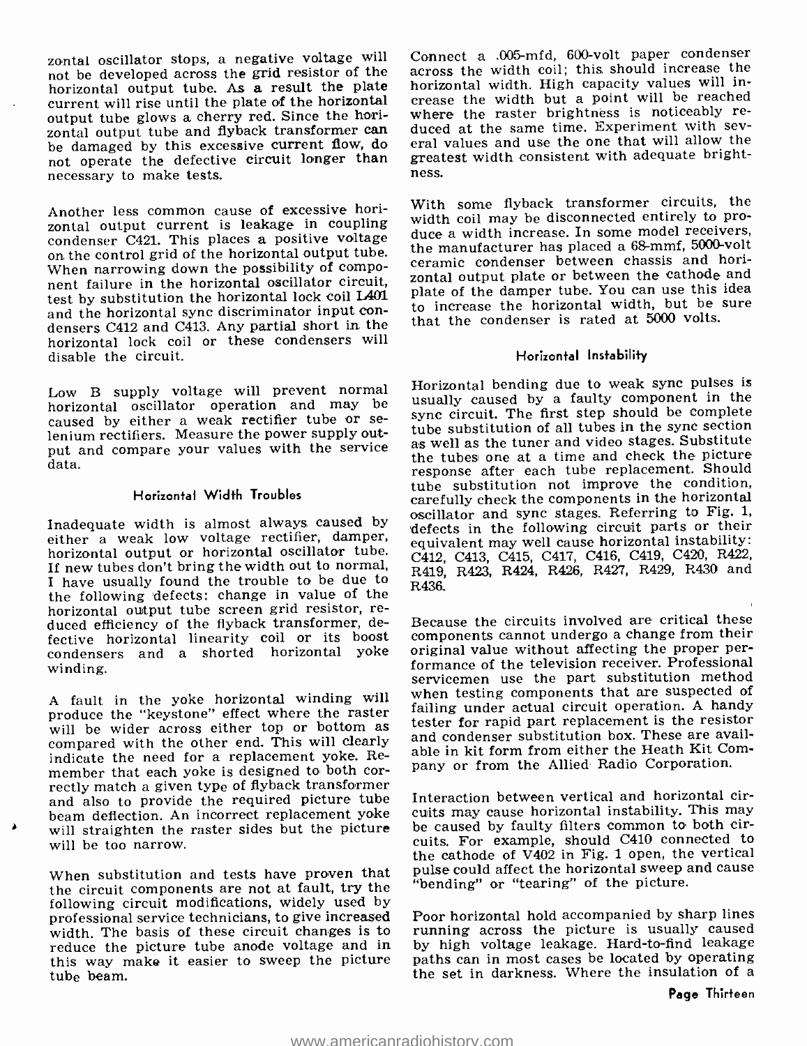zontal oscillator stops, a negative voltage will not be developed across the grid resistor of the horizontal output tube. As a result the plate current will rise until the plate of the horizontal output tube glows a cherry red. Since the horizontal output tube and flyback transformer can be damaged by this excessive current flow, do not operate the defective circuit longer than necessary to make tests.

Another less common cause of excessive horizontal output current is leakage in coupling condenser C421. This places a positive voltage on the control grid of the horizontal output tube. When narrowing down the possibility of component failure in the horizontal oscillator circuit, test by substitution the horizontal lock coil L401 and the horizontal sync discriminator input condensers C412 and C413. Any partial short in the horizontal lock coil or these condensers will disable the circuit.

Low B supply voltage will prevent normal horizontal oscillator operation and may be caused by either a weak rectifier tube or selenium rectifiers. Measure the power supply output and compare your values with the service data.

### Horizontal Width Troubles

Inadequate width is almost always caused by either a weak low voltage rectifier, damper, horizontal output or horizontal oscillator tube. If new tubes don't bring the width out to normal, I have usually found the trouble to be due to the following defects: change in value of the horizontal output tube screen grid resistor, reduced efficiency of the flyback transformer, defective horizontal linearity coil or its boost condensers and a shorted horizontal yoke winding.

A fault in the yoke horizontal winding will produce the "keystone" effect where the raster will be wider across either top or bottom as compared with the other end. This will clearly indicate the need for a replacement yoke. Remember that each yoke is designed to both correctly match a given type of flyback transformer and also to provide the required picture tube beam deflection. An incorrect replacement yoke will straighten the raster sides but the picture will be too narrow.

When substitution and tests have proven that the circuit components are not at fault, try the following circuit modifications, widely used by professional service technicians, to give increased width. The basis of these circuit changes is to reduce the picture tube anode voltage and in this way make it easier to sweep the picture tube beam.

Connect a .005-mfd, 600-volt paper condenser across the width coil; this should increase the horizontal width. High capacity values will increase the width but a point will be reached where the raster brightness is noticeably reduced at the same time. Experiment with several values and use the one that will allow the greatest width consistent with adequate brightness.

With some flyback transformer circuits, the width coil may be disconnected entirely to produce a width increase. In some model receivers, the manufacturer has placed a 68-mmf, 5000-volt ceramic condenser between chassis and horizontal output plate or between the cathode and plate of the damper tube. You can use this idea to increase the horizontal width, but be sure that the condenser is rated at 5000 volts.

### Horizontal Instability

Horizontal bending due to weak sync pulses is usually caused by a faulty component in the sync circuit. The first step should be complete tube substitution of all tubes in the sync section as well as the tuner and video stages. Substitute the tubes one at a time and check the picture response after each tube replacement. Should tube substitution not improve the condition, carefully check the components in the horizontal oscillator and sync stages. Referring to Fig. 1, defects in the following circuit parts or their equivalent may well cause horizontal instability: C412, C413, C415, C417, C416, C419, C420, R422, R419, R423, R424, R426, R427, R429, R430 and R436.

Because the circuits involved are critical these components cannot undergo a change from their original value without affecting the proper performance of the television receiver. Professional servicemen use the part substitution method when testing components that are suspected of failing under actual circuit operation. A handy tester for rapid part replacement is the resistor and condenser substitution box. These are available in kit form from either the Heath Kit Company or from the Allied Radio Corporation.

Interaction between vertical and horizontal circuits may cause horizontal instability. This may be caused by faulty filters common to both circuits. For example, should C410 connected to the cathode of V402 in Fig. 1 open, the vertical pulse could affect the horizontal sweep and cause "bending" or "tearing" of the picture.

Poor horizontal hold accompanied by sharp lines running across the picture is usually caused by high voltage leakage. Hard-to-find leakage paths can in most cases be located by operating the set in darkness. Where the insulation of a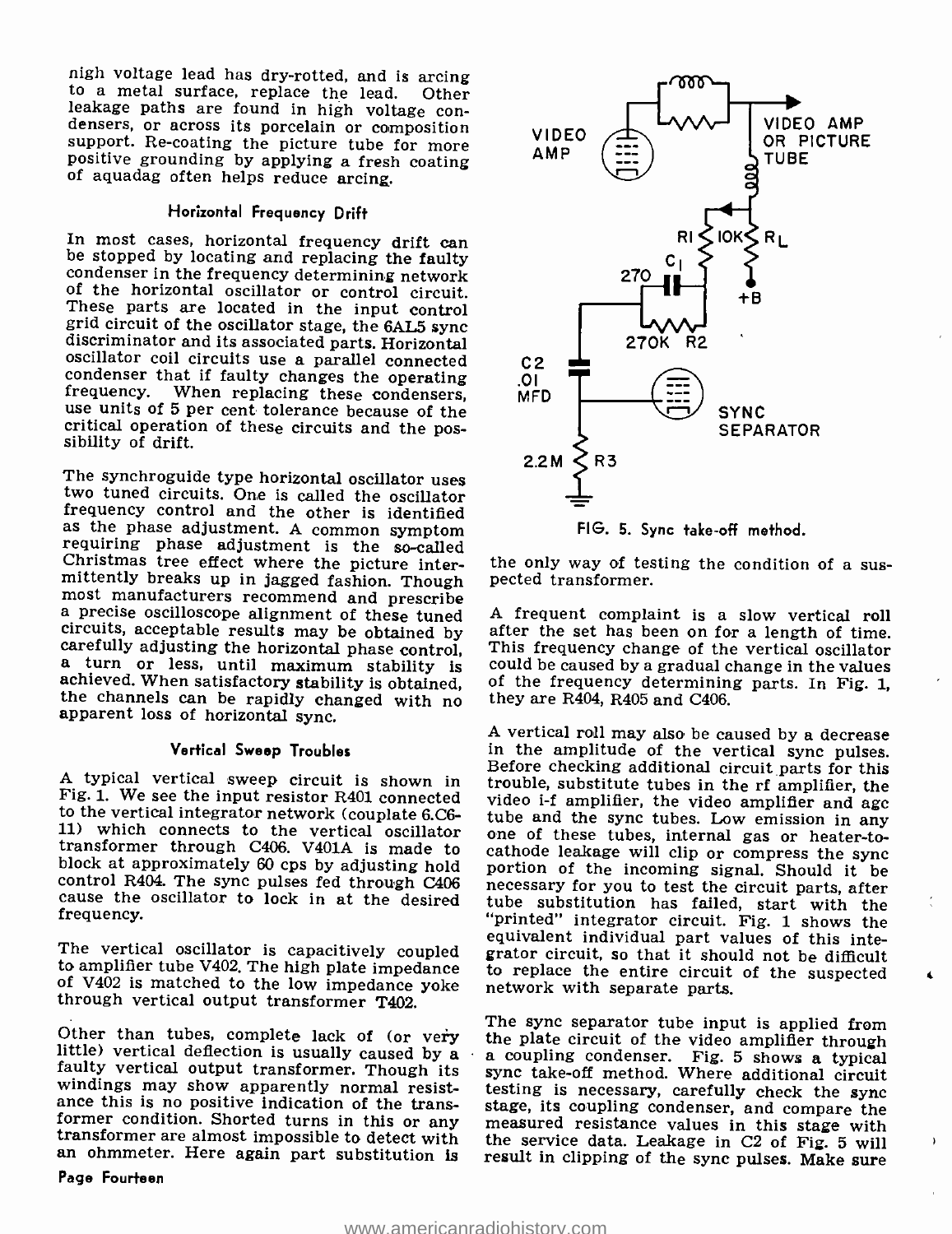high voltage lead has dry-rotted, and is arcing to a metal surface, replace the lead. Other leakage paths are found in high voltage condensers, or across its porcelain or composition support. Re-coating the picture tube for more positive grounding by applying a fresh coating of aquadag often helps reduce arcing.

### Horizontal Frequency Drift

In most cases, horizontal frequency drift can be stopped by locating and replacing the faulty condenser in the frequency determining network of the horizontal oscillator or control circuit. These parts are located in the input control grid circuit of the oscillator stage, the 6AL5 sync discriminator and its associated parts. Horizontal oscillator coil circuits use a parallel connected condenser that if faulty changes the operating frequency. When replacing these condensers, use units of 5 per cent tolerance because of the critical operation of these circuits and the possibility of drift.

The synchroguide type horizontal oscillator uses two tuned circuits. One is called the oscillator frequency control and the other is identified as the phase adjustment. A common symptom requiring phase adjustment is the so-called Christmas tree effect where the picture intermittently breaks up in jagged fashion. Though most manufacturers recommend and prescribe a precise oscilloscope alignment of these tuned circuits, acceptable results may be obtained by carefully adjusting the horizontal phase control, a turn or less, until maximum stability is achieved. When satisfactory stability is obtained, the channels can be rapidly changed with no apparent loss of horizontal sync.

### Vertical Sweep Troubles

A typical vertical sweep circuit is shown in Fig. 1. We see the input resistor R401 connected to the vertical integrator network (couplate 6.C6-11) which connects to the vertical oscillator transformer through C406. V401A is made to block at approximately 60 cps by adjusting hold control R404. The sync pulses fed through C406 cause the oscillator to lock in at the desired frequency.

The vertical oscillator is capacitively coupled to amplifier tube V402. The high plate impedance of V402 is matched to the low impedance yoke through vertical output transformer T402.

Other than tubes, complete lack of (or very little) vertical deflection is usually caused by a faulty vertical output transformer. Though its windings may show apparently normal resistance this is no positive indication of the transformer condition. Shorted turns in this or any transformer are almost impossible to detect with an ohmmeter. Here again part substitution is the only way of testing the condition of a suspected transformer.

FIG. 5. Sync take-off method.

A frequent complaint is a slow vertical roll after the set has been on for a length of time. This frequency change of the vertical oscillator could be caused by a gradual change in the values of the frequency determining parts. In Fig. 1, they are R404, R405 and C406.

A vertical roll may also be caused by a decrease in the amplitude of the vertical sync pulses. Before checking additional circuit parts for this trouble, substitute tubes in the rf amplifier, the video i-f amplifier, the video amplifier and agc tube and the sync tubes. Low emission in any one of these tubes, internal gas or heater-to-cathode leakage will clip or compress the sync portion of the incoming signal. Should it be necessary for you to test the circuit parts, after tube substitution has failed, start with the "printed" integrator circuit. Fig. 1 shows the equivalent individual part values of this integrator circuit, so that it should not be difficult to replace the entire circuit of the suspected network with separate parts.

The sync separator tube input is applied from the plate circuit of the video amplifier through a coupling condenser. Fig. 5 shows a typical sync take-off method. Where additional circuit testing is necessary, carefully check the sync stage, its coupling condenser, and compare the measured resistance values in this stage with the service data. Leakage in C2 of Fig. 5 will result in clipping of the sync pulses. Make sure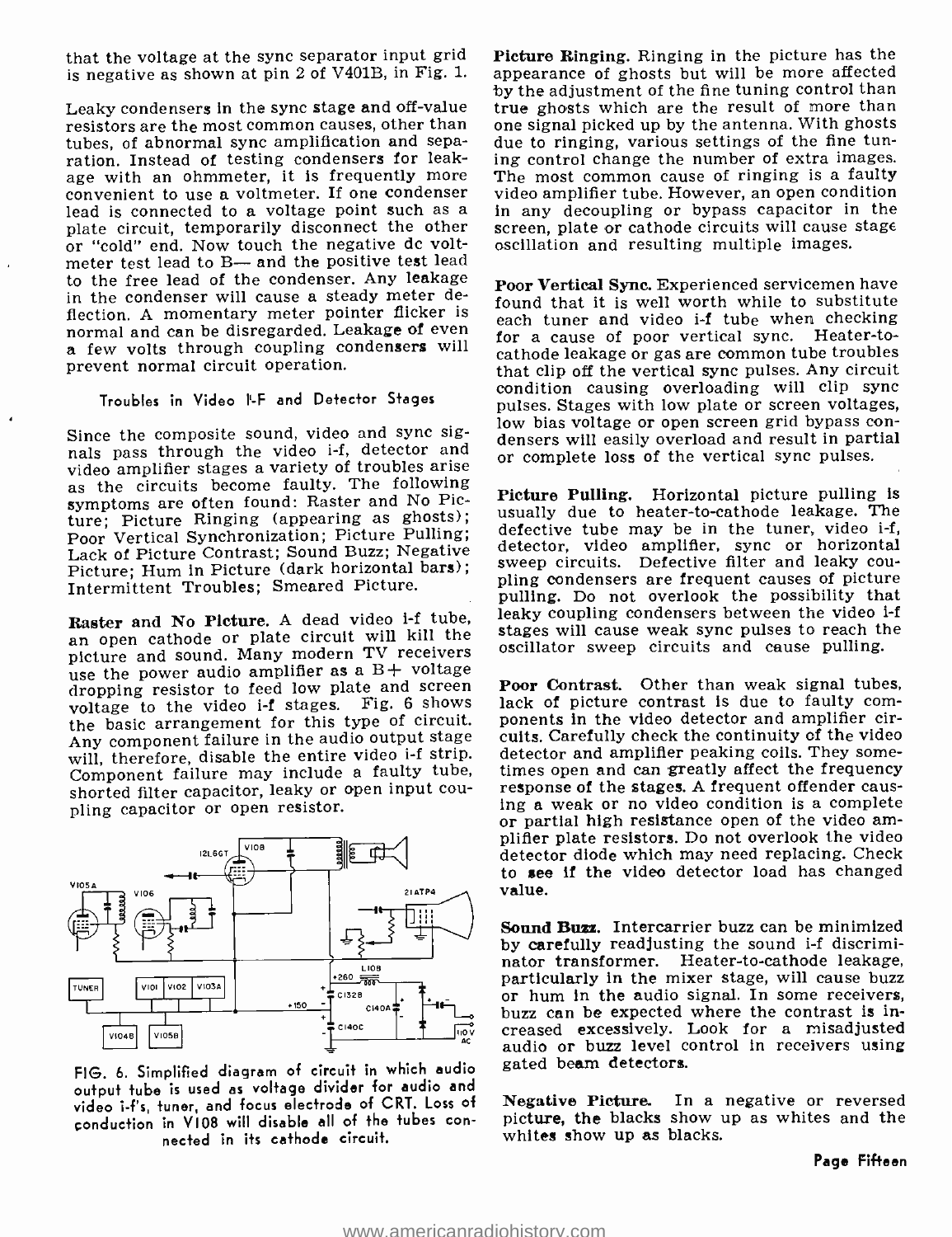that the voltage at the sync separator input grid is negative as shown at pin 2 of V401B, in Fig. 1.

Leaky condensers in the sync stage and off-value resistors are the most common causes, other than tubes, of abnormal sync amplification and separation. Instead of testing condensers for leakage with an ohmmeter, it is frequently more convenient to use a voltmeter. If one condenser lead is connected to a voltage point such as a plate circuit, temporarily disconnect the other or "cold" end. Now touch the negative dc voltmeter test lead to B— and the positive test lead to the free lead of the condenser. Any leakage in the condenser will cause a steady meter deflection. A momentary meter pointer flicker is normal and can be disregarded. Leakage of even a few volts through coupling condensers will prevent normal circuit operation.

### Troubles in Video I-F and Detector Stages

Since the composite sound, video and sync signals pass through the video i-f, detector and video amplifier stages a variety of troubles arise as the circuits become faulty. The following symptoms are often found: Raster and No Picture; Picture Ringing (appearing as ghosts); Poor Vertical Synchronization; Picture Pulling; Lack of Picture Contrast; Sound Buzz; Negative Picture; Hum in Picture (dark horizontal bars); Intermittent Troubles; Smeared Picture.

**Raster and No Picture.** A dead video i-f tube, an open cathode or plate circuit will kill the picture and sound. Many modern TV receivers use the power audio amplifier as a B+ voltage dropping resistor to feed low plate and screen voltage to the video i-f stages. Fig. 6 shows the basic arrangement for this type of circuit. Any component failure in the audio output stage will, therefore, disable the entire video i-f strip. Component failure may include a faulty tube, shorted filter capacitor, leaky or open input coupling capacitor or open resistor.

FIG. 6. Simplified diagram of circuit in which audio output tube is used as voltage divider for audio and video i-f's, tuner, and focus electrode of CRT. Loss of conduction in V108 will disable all of the tubes connected in its cathode circuit.

**Picture Ringing.** Ringing in the picture has the appearance of ghosts but will be more affected by the adjustment of the fine tuning control than true ghosts which are the result of more than one signal picked up by the antenna. With ghosts due to ringing, various settings of the fine tuning control change the number of extra images. The most common cause of ringing is a faulty video amplifier tube. However, an open condition in any decoupling or bypass capacitor in the screen, plate or cathode circuits will cause stage oscillation and resulting multiple images.

**Poor Vertical Sync.** Experienced servicemen have found that it is well worth while to substitute each tuner and video i-f tube when checking for a cause of poor vertical sync. Heater-to-cathode leakage or gas are common tube troubles that clip off the vertical sync pulses. Any circuit condition causing overloading will clip sync pulses. Stages with low plate or screen voltages, low bias voltage or open screen grid bypass condensers will easily overload and result in partial or complete loss of the vertical sync pulses.

**Picture Pulling.** Horizontal picture pulling is usually due to heater-to-cathode leakage. The defective tube may be in the tuner, video i-f, detector, video amplifier, sync or horizontal sweep circuits. Defective filter and leaky coupling condensers are frequent causes of picture pulling. Do not overlook the possibility that leaky coupling condensers between the video i-f stages will cause weak sync pulses to reach the oscillator sweep circuits and cause pulling.

**Poor Contrast.** Other than weak signal tubes, lack of picture contrast is due to faulty components in the video detector and amplifier circuits. Carefully check the continuity of the video detector and amplifier peaking coils. They sometimes open and can greatly affect the frequency response of the stages. A frequent offender causing a weak or no video condition is a complete or partial high resistance open of the video amplifier plate resistors. Do not overlook the video detector diode which may need replacing. Check to see if the video detector load has changed value.

**Sound Buzz.** Intercarrier buzz can be minimized by carefully readjusting the sound i-f discriminator transformer. Heater-to-cathode leakage, particularly in the mixer stage, will cause buzz or hum in the audio signal. In some receivers, buzz can be expected where the contrast is increased excessively. Look for a misadjusted audio or buzz level control in receivers using gated beam detectors.

**Negative Picture.** In a negative or reversed picture, the blacks show up as whites and the whites show up as blacks.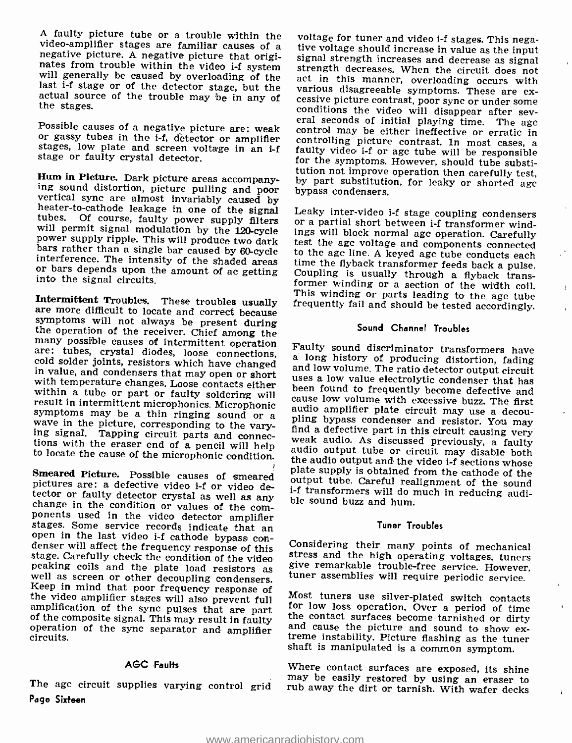A faulty picture tube or a trouble within the video-amplifier stages are familiar causes of a negative picture. A negative picture that originates from trouble within the video i-f system will generally be caused by overloading of the last i-f stage or of the detector stage, but the actual source of the trouble may be in any of the stages.

Possible causes of a negative picture are: weak or gassy tubes in the i-f, detector or amplifier stages, low plate and screen voltage in an i-f stage or faulty crystal detector.

**Hum in Picture.** Dark picture areas accompanying sound distortion, picture pulling and poor vertical sync are almost invariably caused by heater-to-cathode leakage in one of the signal tubes. Of course, faulty power supply filters will permit signal modulation by the 120-cycle power supply ripple. This will produce two dark bars rather than a single bar caused by 60-cycle interference. The intensity of the shaded areas or bars depends upon the amount of ac getting into the signal circuits.

**Intermittent Troubles.** These troubles usually are more difficult to locate and correct because symptoms will not always be present during the operation of the receiver. Chief among the many possible causes of intermittent operation are: tubes, crystal diodes, loose connections, cold solder joints, resistors which have changed in value, and condensers that may open or short with temperature changes. Loose contacts either within a tube or part or faulty soldering will result in intermittent microphonics. Microphonic symptoms may be a thin ringing sound or a wave in the picture, corresponding to the varying signal. Tapping circuit parts and connections with the eraser end of a pencil will help to locate the cause of the microphonic condition.

**Smeared Picture.** Possible causes of smeared pictures are: a defective video i-f or video detector or faulty detector crystal as well as any change in the condition or values of the components used in the video detector amplifier stages. Some service records indicate that an open in the last video i-f cathode bypass condenser will affect the frequency response of this stage. Carefully check the condition of the video peaking coils and the plate load resistors as well as screen or other decoupling condensers. Keep in mind that poor frequency response of the video amplifier stages will also prevent full amplification of the sync pulses that are part of the composite signal. This may result in faulty operation of the sync separator and amplifier circuits.

## AGC Faults

The agc circuit supplies varying control grid voltage for tuner and video i-f stages. This negative voltage should increase in value as the input signal strength increases and decrease as signal strength decreases. When the circuit does not act in this manner, overloading occurs with various disagreeable symptoms. These are excessive picture contrast, poor sync or under some conditions the video will disappear after several seconds of initial playing time. The agc control may be either ineffective or erratic in controlling picture contrast. In most cases, a faulty video i-f or agc tube will be responsible for the symptoms. However, should tube substitution not improve operation then carefully test, by part substitution, for leaky or shorted agc bypass condensers.

Leaky inter-video i-f stage coupling condensers or a partial short between i-f transformer windings will block normal agc operation. Carefully test the agc voltage and components connected to the agc line. A keyed agc tube conducts each time the flyback transformer feeds back a pulse. Coupling is usually through a flyback transformer winding or a section of the width coil. This winding or parts leading to the agc tube frequently fail and should be tested accordingly.

## Sound Channel Troubles

Faulty sound discriminator transformers have a long history of producing distortion, fading and low volume. The ratio detector output circuit uses a low value electrolytic condenser that has been found to frequently become defective and cause low volume with excessive buzz. The first audio amplifier plate circuit may use a decoupling bypass condenser and resistor. You may find a defective part in this circuit causing very weak audio. As discussed previously, a faulty audio output tube or circuit may disable both the audio output and the video i-f sections whose plate supply is obtained from the cathode of the output tube. Careful realignment of the sound i-f transformers will do much in reducing audible sound buzz and hum.

## Tuner Troubles

Considering their many points of mechanical stress and the high operating voltages, tuners give remarkable trouble-free service. However, tuner assemblies will require periodic service.

Most tuners use silver-plated switch contacts for low loss operation. Over a period of time the contact surfaces become tarnished or dirty and cause the picture and sound to show extreme instability. Picture flashing as the tuner shaft is manipulated is a common symptom.

Where contact surfaces are exposed, its shine may be easily restored by using an eraser to rub away the dirt or tarnish. With wafer decks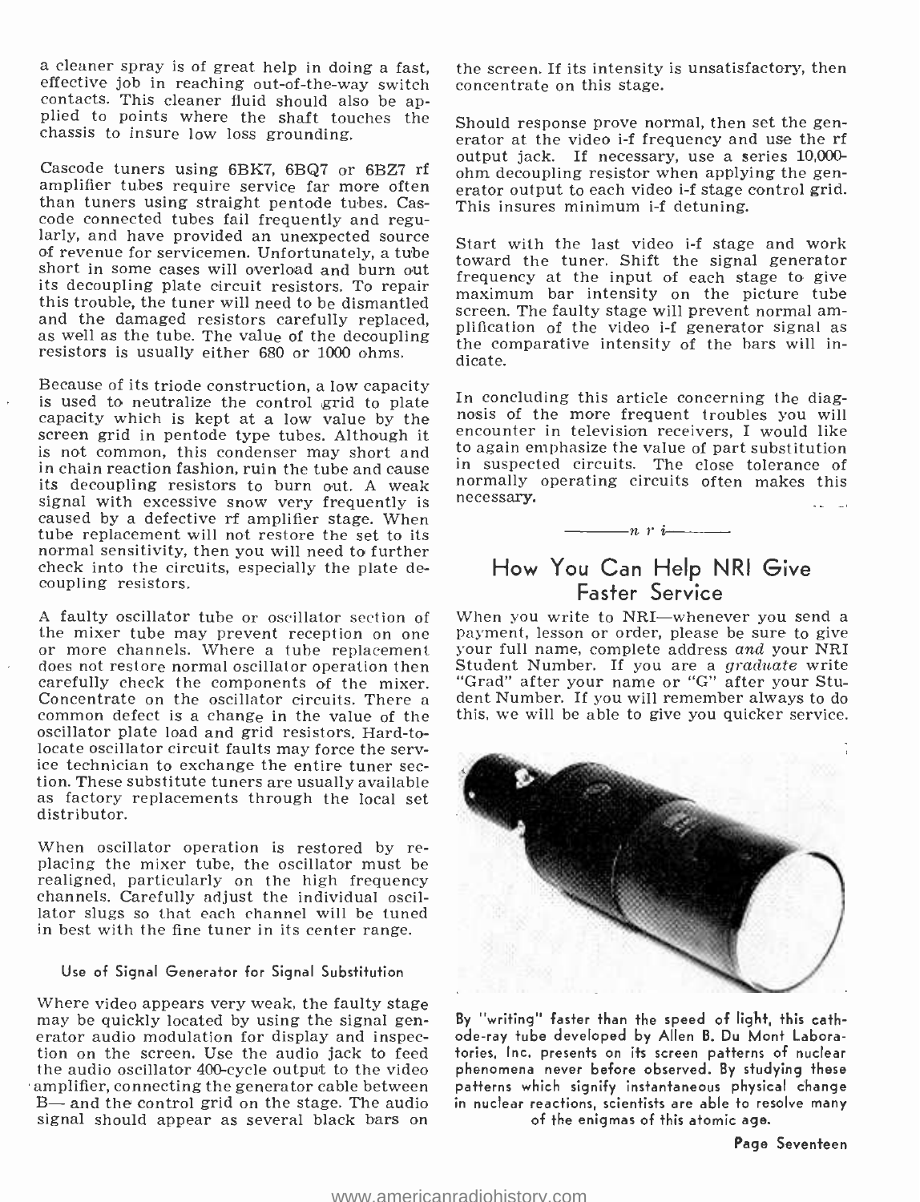a cleaner spray is of great help in doing a fast, effective job in reaching out-of-the-way switch contacts. This cleaner fluid should also be applied to points where the shaft touches the chassis to insure low loss grounding.

Cascode tuners using 6BK7, 6BQ7 or 6BZ7 rf amplifier tubes require service far more often than tuners using straight pentode tubes. Cascode connected tubes fail frequently and regularly, and have provided an unexpected source of revenue for servicemen. Unfortunately, a tube short in some cases will overload and burn out its decoupling plate circuit resistors. To repair this trouble, the tuner will need to be dismantled and the damaged resistors carefully replaced, as well as the tube. The value of the decoupling resistors is usually either 680 or 1000 ohms.

Because of its triode construction, a low capacity is used to neutralize the control grid to plate capacity which is kept at a low value by the screen grid in pentode type tubes. Although it is not common, this condenser may short and in chain reaction fashion, ruin the tube and cause its decoupling resistors to burn out. A weak signal with excessive snow very frequently is caused by a defective rf amplifier stage. When tube replacement will not restore the set to its normal sensitivity, then you will need to further check into the circuits, especially the plate decoupling resistors.

A faulty oscillator tube or oscillator section of the mixer tube may prevent reception on one or more channels. Where a tube replacement does not restore normal oscillator operation then carefully check the components of the mixer. Concentrate on the oscillator circuits. There a common defect is a change in the value of the oscillator plate load and grid resistors. Hard-to-locate oscillator circuit faults may force the service technician to exchange the entire tuner section. These substitute tuners are usually available as factory replacements through the local set distributor.

When oscillator operation is restored by replacing the mixer tube, the oscillator must be realigned, particularly on the high frequency channels. Carefully adjust the individual oscillator slugs so that each channel will be tuned in best with the fine tuner in its center range.

#### Use of Signal Generator for Signal Substitution

Where video appears very weak, the faulty stage may be quickly located by using the signal generator audio modulation for display and inspection on the screen. Use the audio jack to feed the audio oscillator 400-cycle output to the video amplifier, connecting the generator cable between B— and the control grid on the stage. The audio signal should appear as several black bars on the screen. If its intensity is unsatisfactory, then concentrate on this stage.

Should response prove normal, then set the generator at the video i-f frequency and use the rf output jack. If necessary, use a series 10,000-ohm decoupling resistor when applying the generator output to each video i-f stage control grid. This insures minimum i-f detuning.

Start with the last video i-f stage and work toward the tuner. Shift the signal generator frequency at the input of each stage to give maximum bar intensity on the picture tube screen. The faulty stage will prevent normal amplification of the video i-f generator signal as the comparative intensity of the bars will indicate.

In concluding this article concerning the diagnosis of the more frequent troubles you will encounter in television receivers, I would like to again emphasize the value of part substitution in suspected circuits. The close tolerance of normally operating circuits often makes this necessary.

*———n r i———*

## How You Can Help NRI Give Faster Service

When you write to NRI—whenever you send a payment, lesson or order, please be sure to give your full name, complete address *and* your NRI Student Number. If you are a *graduate* write "Grad" after your name or "G" after your Student Number. If you will remember always to do this, we will be able to give you quicker service.

By "writing" faster than the speed of light, this cathode-ray tube developed by Allen B. Du Mont Laboratories, Inc. presents on its screen patterns of nuclear phenomena never before observed. By studying these patterns which signify instantaneous physical change in nuclear reactions, scientists are able to resolve many of the enigmas of this atomic age.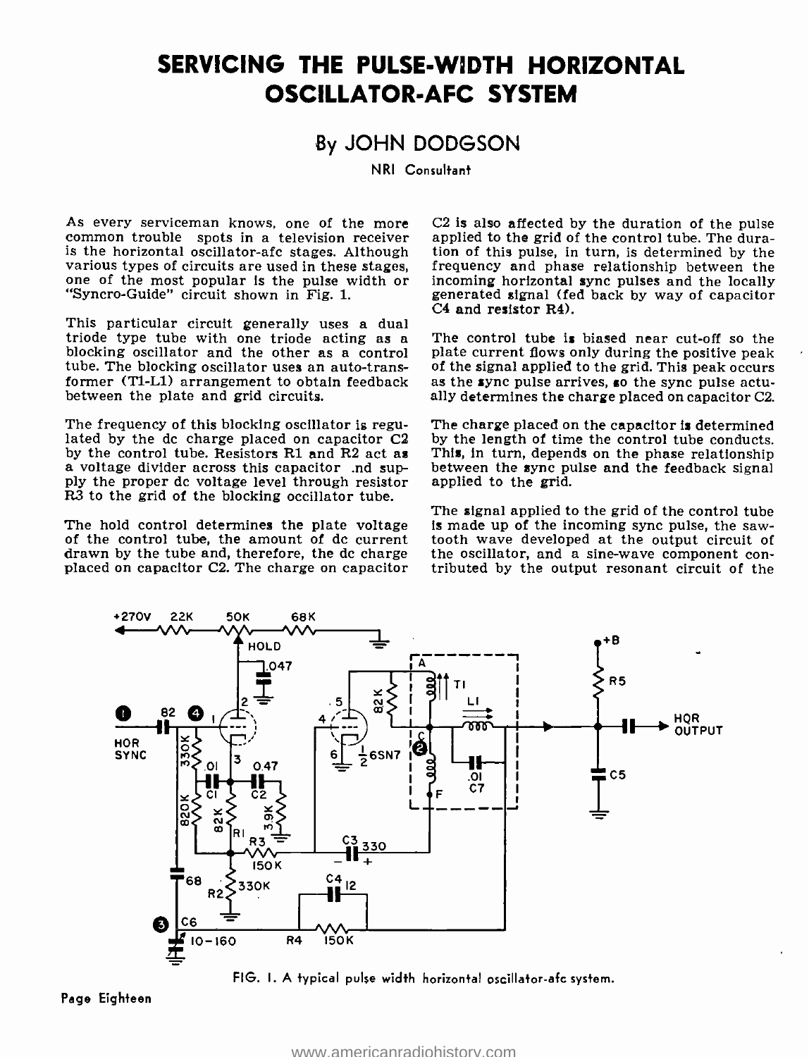# SERVICING THE PULSE-WIDTH HORIZONTAL OSCILLATOR-AFC SYSTEM

## By JOHN DODGSON

NRI Consultant

As every serviceman knows, one of the more common trouble spots in a television receiver is the horizontal oscillator-afc stages. Although various types of circuits are used in these stages, one of the most popular is the pulse width or "Syncro-Guide" circuit shown in Fig. 1.

This particular circuit generally uses a dual triode type tube with one triode acting as a blocking oscillator and the other as a control tube. The blocking oscillator uses an auto-transformer (T1-L1) arrangement to obtain feedback between the plate and grid circuits.

The frequency of this blocking oscillator is regulated by the dc charge placed on capacitor C2 by the control tube. Resistors R1 and R2 act as a voltage divider across this capacitor .nd supply the proper dc voltage level through resistor R3 to the grid of the blocking oscillator tube.

The hold control determines the plate voltage of the control tube, the amount of dc current drawn by the tube and, therefore, the dc charge placed on capacitor C2. The charge on capacitor C2 is also affected by the duration of the pulse applied to the grid of the control tube. The duration of this pulse, in turn, is determined by the frequency and phase relationship between the incoming horizontal sync pulses and the locally generated signal (fed back by way of capacitor C4 and resistor R4).

The control tube is biased near cut-off so the plate current flows only during the positive peak of the signal applied to the grid. This peak occurs as the sync pulse arrives, so the sync pulse actually determines the charge placed on capacitor C2.

The charge placed on the capacitor is determined by the length of time the control tube conducts. This, in turn, depends on the phase relationship between the sync pulse and the feedback signal applied to the grid.

The signal applied to the grid of the control tube is made up of the incoming sync pulse, the sawtooth wave developed at the output circuit of the oscillator, and a sine-wave component contributed by the output resonant circuit of the

FIG. 1. A typical pulse width horizontal oscillator-afc system.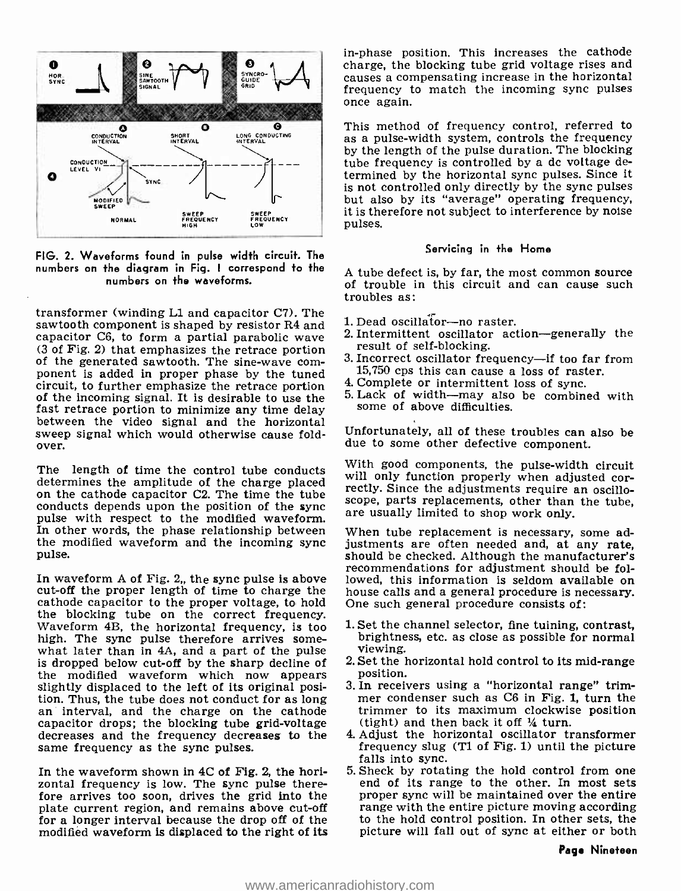FIG. 2. Waveforms found in pulse width circuit. The numbers on the diagram in Fig. 1 correspond to the numbers on the waveforms.

transformer (winding L1 and capacitor C7). The sawtooth component is shaped by resistor R4 and capacitor C6, to form a partial parabolic wave (3 of Fig. 2) that emphasizes the retrace portion of the generated sawtooth. The sine-wave component is added in proper phase by the tuned circuit, to further emphasize the retrace portion of the incoming signal. It is desirable to use the fast retrace portion to minimize any time delay between the video signal and the horizontal sweep signal which would otherwise cause foldover.

The length of time the control tube conducts determines the amplitude of the charge placed on the cathode capacitor C2. The time the tube conducts depends upon the position of the sync pulse with respect to the modified waveform. In other words, the phase relationship between the modified waveform and the incoming sync pulse.

In waveform A of Fig. 2,, the sync pulse is above cut-off the proper length of time to charge the cathode capacitor to the proper voltage, to hold the blocking tube on the correct frequency. Waveform 4B, the horizontal frequency, is too high. The sync pulse therefore arrives somewhat later than in 4A, and a part of the pulse is dropped below cut-off by the sharp decline of the modified waveform which now appears slightly displaced to the left of its original position. Thus, the tube does not conduct for as long an interval, and the charge on the cathode capacitor drops; the blocking tube grid-voltage decreases and the frequency decreases to the same frequency as the sync pulses.

In the waveform shown in 4C of Fig. 2, the horizontal frequency is low. The sync pulse therefore arrives too soon, drives the grid into the plate current region, and remains above cut-off for a longer interval because the drop off of the modified waveform is displaced to the right of its in-phase position. This increases the cathode charge, the blocking tube grid voltage rises and causes a compensating increase in the horizontal frequency to match the incoming sync pulses once again.

This method of frequency control, referred to as a pulse-width system, controls the frequency by the length of the pulse duration. The blocking tube frequency is controlled by a dc voltage determined by the horizontal sync pulses. Since it is not controlled only directly by the sync pulses but also by its "average" operating frequency, it is therefore not subject to interference by noise pulses.

### Servicing in the Home

A tube defect is, by far, the most common source of trouble in this circuit and can cause such troubles as:

1. Dead oscillator—no raster.
2. Intermittent oscillator action—generally the result of self-blocking.
3. Incorrect oscillator frequency—if too far from 15,750 cps this can cause a loss of raster.
4. Complete or intermittent loss of sync.
5. Lack of width—may also be combined with some of above difficulties.

Unfortunately, all of these troubles can also be due to some other defective component.

With good components, the pulse-width circuit will only function properly when adjusted correctly. Since the adjustments require an oscilloscope, parts replacements, other than the tube, are usually limited to shop work only.

When tube replacement is necessary, some adjustments are often needed and, at any rate, should be checked. Although the manufacturer's recommendations for adjustment should be followed, this information is seldom available on house calls and a general procedure is necessary. One such general procedure consists of:

1. Set the channel selector, fine tuining, contrast, brightness, etc. as close as possible for normal viewing.
2. Set the horizontal hold control to its mid-range position.
3. In receivers using a "horizontal range" trimmer condenser such as C6 in Fig. 1, turn the trimmer to its maximum clockwise position (tight) and then back it off ¼ turn.
4. Adjust the horizontal oscillator transformer frequency slug (T1 of Fig. 1) until the picture falls into sync.
5. Sheck by rotating the hold control from one end of its range to the other. In most sets proper sync will be maintained over the entire range with the entire picture moving according to the hold control position. In other sets, the picture will fall out of sync at either or both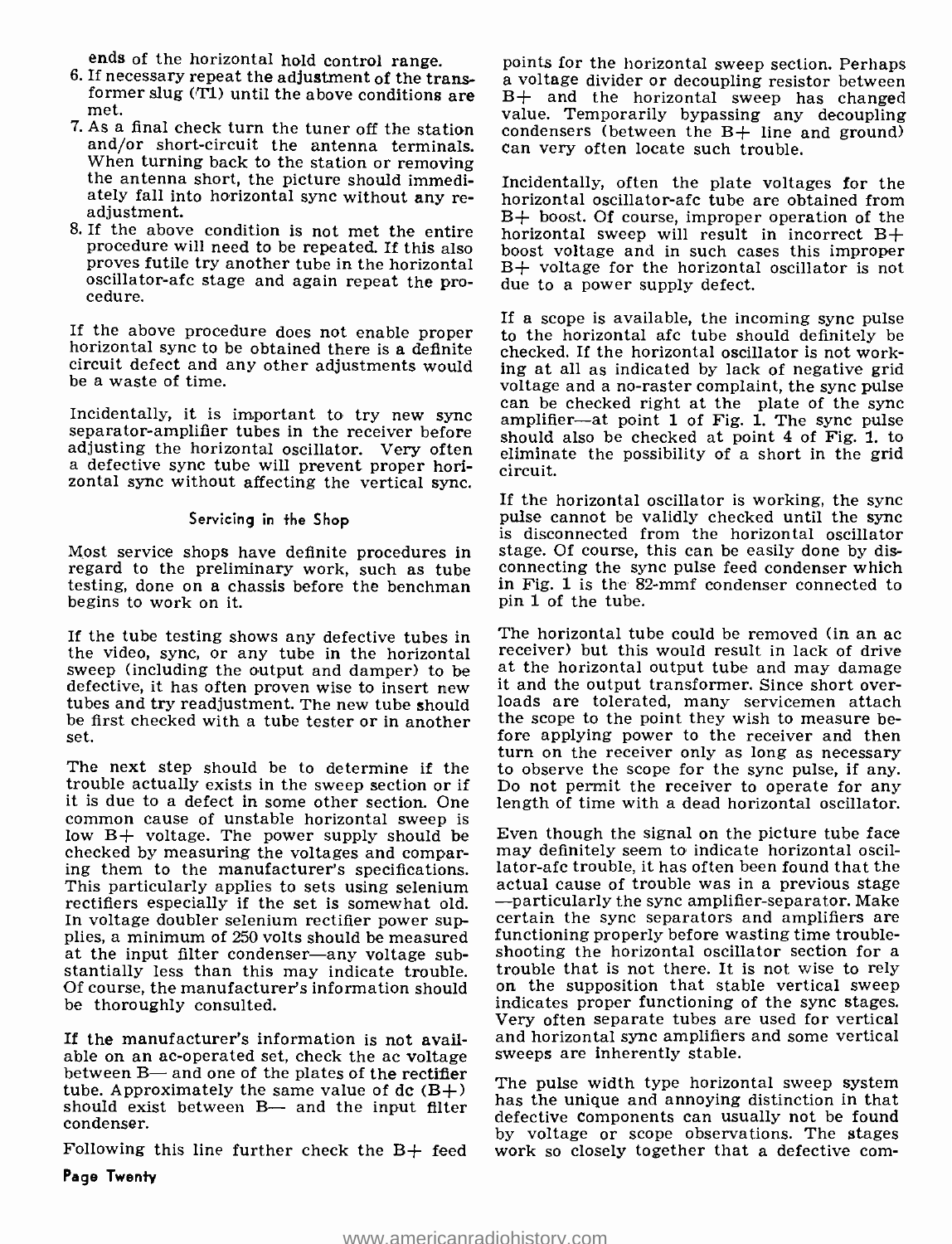ends of the horizontal hold control range.

6. If necessary repeat the adjustment of the transformer slug (T1) until the above conditions are met.
7. As a final check turn the tuner off the station and/or short-circuit the antenna terminals. When turning back to the station or removing the antenna short, the picture should immediately fall into horizontal sync without any re-adjustment.
8. If the above condition is not met the entire procedure will need to be repeated. If this also proves futile try another tube in the horizontal oscillator-afc stage and again repeat the procedure.

If the above procedure does not enable proper horizontal sync to be obtained there is a definite circuit defect and any other adjustments would be a waste of time.

Incidentally, it is important to try new sync separator-amplifier tubes in the receiver before adjusting the horizontal oscillator. Very often a defective sync tube will prevent proper horizontal sync without affecting the vertical sync.

### Servicing in the Shop

Most service shops have definite procedures in regard to the preliminary work, such as tube testing, done on a chassis before the benchman begins to work on it.

If the tube testing shows any defective tubes in the video, sync, or any tube in the horizontal sweep (including the output and damper) to be defective, it has often proven wise to insert new tubes and try readjustment. The new tube should be first checked with a tube tester or in another set.

The next step should be to determine if the trouble actually exists in the sweep section or if it is due to a defect in some other section. One common cause of unstable horizontal sweep is low B+ voltage. The power supply should be checked by measuring the voltages and comparing them to the manufacturer's specifications. This particularly applies to sets using selenium rectifiers especially if the set is somewhat old. In voltage doubler selenium rectifier power supplies, a minimum of 250 volts should be measured at the input filter condenser—any voltage substantially less than this may indicate trouble. Of course, the manufacturer's information should be thoroughly consulted.

If the manufacturer's information is not available on an ac-operated set, check the ac voltage between B— and one of the plates of the rectifier tube. Approximately the same value of dc (B+) should exist between B— and the input filter condenser.

Following this line further check the B+ feed points for the horizontal sweep section. Perhaps a voltage divider or decoupling resistor between B+ and the horizontal sweep has changed value. Temporarily bypassing any decoupling condensers (between the B+ line and ground) can very often locate such trouble.

Incidentally, often the plate voltages for the horizontal oscillator-afc tube are obtained from B+ boost. Of course, improper operation of the horizontal sweep will result in incorrect B+ boost voltage and in such cases this improper B+ voltage for the horizontal oscillator is not due to a power supply defect.

If a scope is available, the incoming sync pulse to the horizontal afc tube should definitely be checked. If the horizontal oscillator is not working at all as indicated by lack of negative grid voltage and a no-raster complaint, the sync pulse can be checked right at the plate of the sync amplifier—at point 1 of Fig. 1. The sync pulse should also be checked at point 4 of Fig. 1. to eliminate the possibility of a short in the grid circuit.

If the horizontal oscillator is working, the sync pulse cannot be validly checked until the sync is disconnected from the horizontal oscillator stage. Of course, this can be easily done by disconnecting the sync pulse feed condenser which in Fig. 1 is the 82-mmf condenser connected to pin 1 of the tube.

The horizontal tube could be removed (in an ac receiver) but this would result in lack of drive at the horizontal output tube and may damage it and the output transformer. Since short overloads are tolerated, many servicemen attach the scope to the point they wish to measure before applying power to the receiver and then turn on the receiver only as long as necessary to observe the scope for the sync pulse, if any. Do not permit the receiver to operate for any length of time with a dead horizontal oscillator.

Even though the signal on the picture tube face may definitely seem to indicate horizontal oscillator-afc trouble, it has often been found that the actual cause of trouble was in a previous stage —particularly the sync amplifier-separator. Make certain the sync separators and amplifiers are functioning properly before wasting time troubleshooting the horizontal oscillator section for a trouble that is not there. It is not wise to rely on the supposition that stable vertical sweep indicates proper functioning of the sync stages. Very often separate tubes are used for vertical and horizontal sync amplifiers and some vertical sweeps are inherently stable.

The pulse width type horizontal sweep system has the unique and annoying distinction in that defective components can usually not be found by voltage or scope observations. The stages work so closely together that a defective com-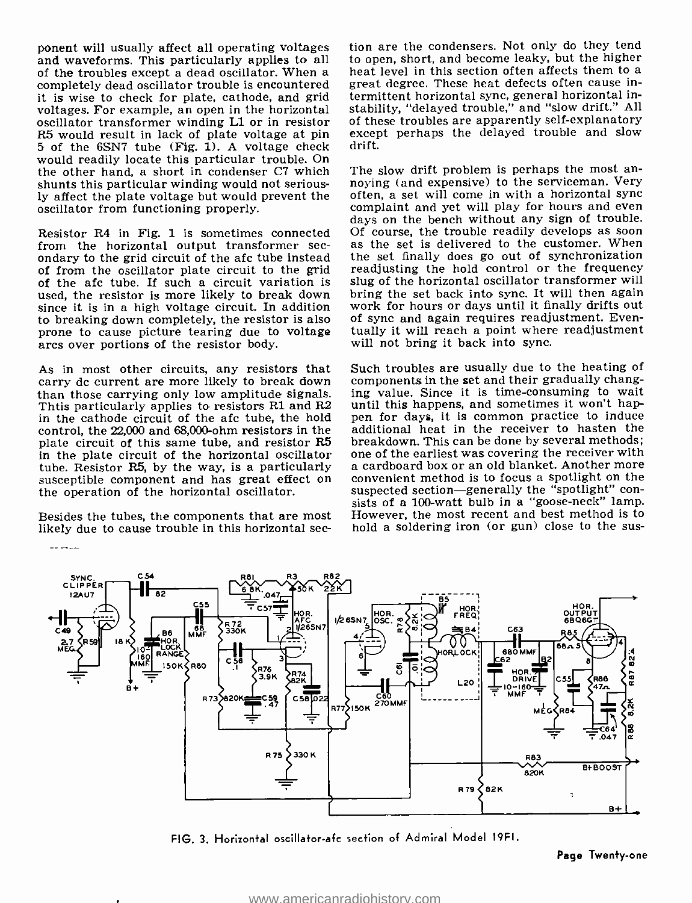ponent will usually affect all operating voltages and waveforms. This particularly applies to all of the troubles except a dead oscillator. When a completely dead oscillator trouble is encountered it is wise to check for plate, cathode, and grid voltages. For example, an open in the horizontal oscillator transformer winding L1 or in resistor R5 would result in lack of plate voltage at pin 5 of the 6SN7 tube (Fig. 1). A voltage check would readily locate this particular trouble. On the other hand, a short in condenser C7 which shunts this particular winding would not seriously affect the plate voltage but would prevent the oscillator from functioning properly.

Resistor R4 in Fig. 1 is sometimes connected from the horizontal output transformer secondary to the grid circuit of the afc tube instead of from the oscillator plate circuit to the grid of the afc tube. If such a circuit variation is used, the resistor is more likely to break down since it is in a high voltage circuit. In addition to breaking down completely, the resistor is also prone to cause picture tearing due to voltage arcs over portions of the resistor body.

As in most other circuits, any resistors that carry dc current are more likely to break down than those carrying only low amplitude signals. Thtis particularly applies to resistors R1 and R2 in the cathode circuit of the afc tube, the hold control, the 22,000 and 68,000-ohm resistors in the plate circuit of this same tube, and resistor R5 in the plate circuit of the horizontal oscillator tube. Resistor R5, by the way, is a particularly susceptible component and has great effect on the operation of the horizontal oscillator.

Besides the tubes, the components that are most likely due to cause trouble in this horizontal section are the condensers. Not only do they tend to open, short, and become leaky, but the higher heat level in this section often affects them to a great degree. These heat defects often cause intermittent horizontal sync, general horizontal instability, "delayed trouble," and "slow drift." All of these troubles are apparently self-explanatory except perhaps the delayed trouble and slow drift.

The slow drift problem is perhaps the most annoying (and expensive) to the serviceman. Very often, a set will come in with a horizontal sync complaint and yet will play for hours and even days on the bench without any sign of trouble. Of course, the trouble readily develops as soon as the set is delivered to the customer. When the set finally does go out of synchronization readjusting the hold control or the frequency slug of the horizontal oscillator transformer will bring the set back into sync. It will then again work for hours or days until it finally drifts out of sync and again requires readjustment. Eventually it will reach a point where readjustment will not bring it back into sync.

Such troubles are usually due to the heating of components in the set and their gradually changing value. Since it is time-consuming to wait until this happens, and sometimes it won't happen for days, it is common practice to induce additional heat in the receiver to hasten the breakdown. This can be done by several methods; one of the earliest was covering the receiver with a cardboard box or an old blanket. Another more convenient method is to focus a spotlight on the suspected section—generally the "spotlight" consists of a 100-watt bulb in a "goose-neck" lamp. However, the most recent and best method is to hold a soldering iron (or gun) close to the sus-

FIG. 3. Horizontal oscillator-afc section of Admiral Model 19F1.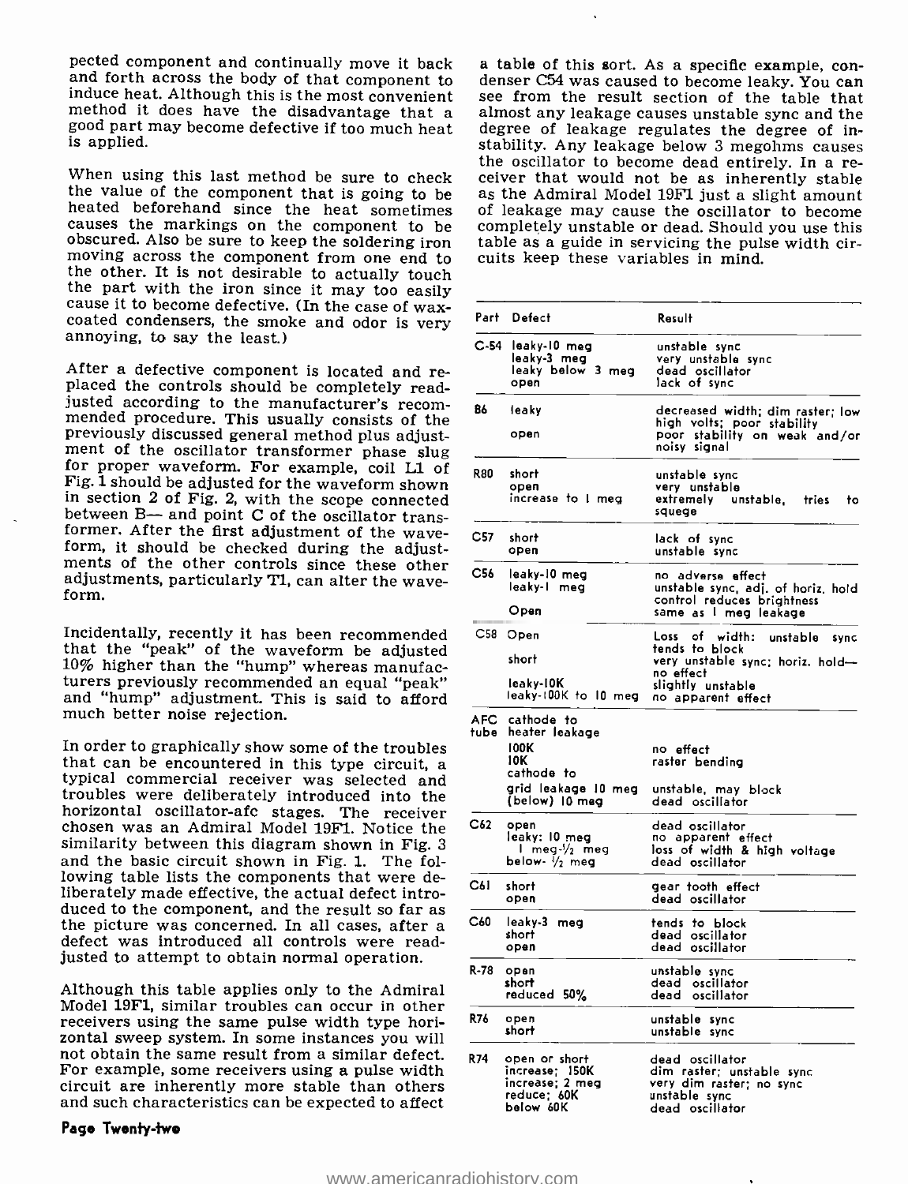pected component and continually move it back and forth across the body of that component to induce heat. Although this is the most convenient method it does have the disadvantage that a good part may become defective if too much heat is applied.

When using this last method be sure to check the value of the component that is going to be heated beforehand since the heat sometimes causes the markings on the component to be obscured. Also be sure to keep the soldering iron moving across the component from one end to the other. It is not desirable to actually touch the part with the iron since it may too easily cause it to become defective. (In the case of wax-coated condensers, the smoke and odor is very annoying, to say the least.)

After a defective component is located and replaced the controls should be completely readjusted according to the manufacturer's recommended procedure. This usually consists of the previously discussed general method plus adjustment of the oscillator transformer phase slug for proper waveform. For example, coil L1 of Fig. 1 should be adjusted for the waveform shown in section 2 of Fig. 2, with the scope connected between B— and point C of the oscillator transformer. After the first adjustment of the waveform, it should be checked during the adjustments of the other controls since these other adjustments, particularly T1, can alter the waveform.

Incidentally, recently it has been recommended that the "peak" of the waveform be adjusted 10% higher than the "hump" whereas manufacturers previously recommended an equal "peak" and "hump" adjustment. This is said to afford much better noise rejection.

In order to graphically show some of the troubles that can be encountered in this type circuit, a typical commercial receiver was selected and troubles were deliberately introduced into the horizontal oscillator-afc stages. The receiver chosen was an Admiral Model 19F1. Notice the similarity between this diagram shown in Fig. 3 and the basic circuit shown in Fig. 1. The following table lists the components that were deliberately made effective, the actual defect introduced to the component, and the result so far as the picture was concerned. In all cases, after a defect was introduced all controls were readjusted to attempt to obtain normal operation.

Although this table applies only to the Admiral Model 19F1, similar troubles can occur in other receivers using the same pulse width type horizontal sweep system. In some instances you will not obtain the same result from a similar defect. For example, some receivers using a pulse width circuit are inherently more stable than others and such characteristics can be expected to affect a table of this sort. As a specific example, condenser C54 was caused to become leaky. You can see from the result section of the table that almost any leakage causes unstable sync and the degree of leakage regulates the degree of instability. Any leakage below 3 megohms causes the oscillator to become dead entirely. In a receiver that would not be as inherently stable as the Admiral Model 19F1 just a slight amount of leakage may cause the oscillator to become completely unstable or dead. Should you use this table as a guide in servicing the pulse width circuits keep these variables in mind.

| Part | Defect | Result |
|---|---|---|
| C-54 | leaky-10 meg | unstable sync |
| | leaky-3 meg | very unstable sync |
| | leaky below 3 meg | dead oscillator |
| | open | lack of sync |
| 86 | leaky | decreased width; dim raster; low high volts; poor stability |
| | open | poor stability on weak and/or noisy signal |
| R80 | short | unstable sync |
| | open | very unstable |
| | increase to 1 meg | extremely unstable, tries to squege |
| C57 | short | lack of sync |
| | open | unstable sync |
| C56 | leaky-10 meg | no adverse effect |
| | leaky-1 meg | unstable sync, adj. of horiz. hold control reduces brightness |
| | Open | same as 1 meg leakage |
| C58 | Open | Loss of width: unstable sync tends to block |
| | short | very unstable sync; horiz. hold—no effect |
| | leaky-10K | slightly unstable |
| | leaky-100K to 10 meg | no apparent effect |
| AFC tube | cathode to heater leakage | |
| | 100K | no effect |
| | 10K | raster bending |
| | cathode to grid leakage 10 meg | unstable, may block |
| | (below) 10 meg | dead oscillator |
| C62 | open | dead oscillator |
| | leaky: 10 meg | no apparent effect |
| | 1 meg-½ meg | loss of width & high voltage |
| | below- ½ meg | dead oscillator |
| C61 | short | gear tooth effect |
| | open | dead oscillator |
| C60 | leaky-3 meg | tends to block |
| | short | dead oscillator |
| | open | dead oscillator |
| R-78 | open | unstable sync |
| | short | dead oscillator |
| | reduced 50% | dead oscillator |
| R76 | open | unstable sync |
| | short | unstable sync |
| R74 | open or short | dead oscillator |
| | increase; 150K | dim raster; unstable sync |
| | increase; 2 meg | very dim raster; no sync |
| | reduce; 60K | unstable sync |
| | below 60K | dead oscillator |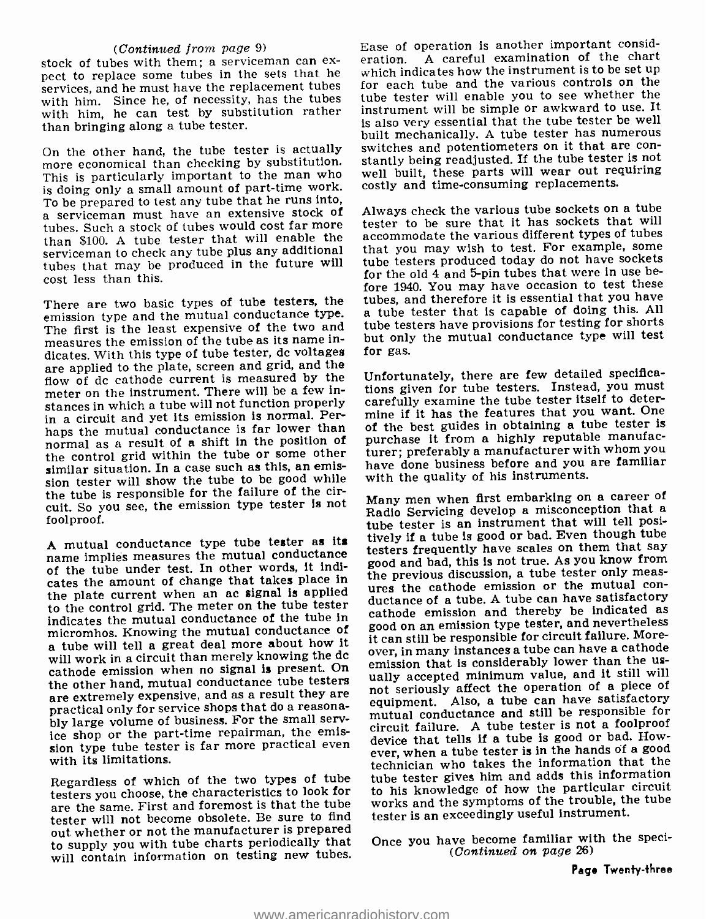*(Continued from page 9)*

stock of tubes with them; a serviceman can expect to replace some tubes in the sets that he services, and he must have the replacement tubes with him. Since he, of necessity, has the tubes with him, he can test by substitution rather than bringing along a tube tester.

On the other hand, the tube tester is actually more economical than checking by substitution. This is particularly important to the man who is doing only a small amount of part-time work. To be prepared to test any tube that he runs into, a serviceman must have an extensive stock of tubes. Such a stock of tubes would cost far more than $100. A tube tester that will enable the serviceman to check any tube plus any additional tubes that may be produced in the future will cost less than this.

There are two basic types of tube testers, the emission type and the mutual conductance type. The first is the least expensive of the two and measures the emission of the tube as its name indicates. With this type of tube tester, dc voltages are applied to the plate, screen and grid, and the flow of dc cathode current is measured by the meter on the instrument. There will be a few instances in which a tube will not function properly in a circuit and yet its emission is normal. Perhaps the mutual conductance is far lower than normal as a result of a shift in the position of the control grid within the tube or some other similar situation. In a case such as this, an emission tester will show the tube to be good while the tube is responsible for the failure of the circuit. So you see, the emission type tester is not foolproof.

A mutual conductance type tube tester as its name implies measures the mutual conductance of the tube under test. In other words, it indicates the amount of change that takes place in the plate current when an ac signal is applied to the control grid. The meter on the tube tester indicates the mutual conductance of the tube in micromhos. Knowing the mutual conductance of a tube will tell a great deal more about how it will work in a circuit than merely knowing the dc cathode emission when no signal is present. On the other hand, mutual conductance tube testers are extremely expensive, and as a result they are practical only for service shops that do a reasonably large volume of business. For the small service shop or the part-time repairman, the emission type tube tester is far more practical even with its limitations.

Regardless of which of the two types of tube testers you choose, the characteristics to look for are the same. First and foremost is that the tube tester will not become obsolete. Be sure to find out whether or not the manufacturer is prepared to supply you with tube charts periodically that will contain information on testing new tubes.

Ease of operation is another important consideration. A careful examination of the chart which indicates how the instrument is to be set up for each tube and the various controls on the tube tester will enable you to see whether the instrument will be simple or awkward to use. It is also very essential that the tube tester be well built mechanically. A tube tester has numerous switches and potentiometers on it that are constantly being readjusted. If the tube tester is not well built, these parts will wear out requiring costly and time-consuming replacements.

Always check the various tube sockets on a tube tester to be sure that it has sockets that will accommodate the various different types of tubes that you may wish to test. For example, some tube testers produced today do not have sockets for the old 4 and 5-pin tubes that were in use before 1940. You may have occasion to test these tubes, and therefore it is essential that you have a tube tester that is capable of doing this. All tube testers have provisions for testing for shorts but only the mutual conductance type will test for gas.

Unfortunately, there are few detailed specifications given for tube testers. Instead, you must carefully examine the tube tester itself to determine if it has the features that you want. One of the best guides in obtaining a tube tester is purchase it from a highly reputable manufacturer; preferably a manufacturer with whom you have done business before and you are familiar with the quality of his instruments.

Many men when first embarking on a career of Radio Servicing develop a misconception that a tube tester is an instrument that will tell positively if a tube is good or bad. Even though tube testers frequently have scales on them that say good and bad, this is not true. As you know from the previous discussion, a tube tester only measures the cathode emission or the mutual conductance of a tube. A tube can have satisfactory cathode emission and thereby be indicated as good on an emission type tester, and nevertheless it can still be responsible for circuit failure. Moreover, in many instances a tube can have a cathode emission that is considerably lower than the usually accepted minimum value, and it still will not seriously affect the operation of a piece of equipment. Also, a tube can have satisfactory mutual conductance and still be responsible for circuit failure. A tube tester is not a foolproof device that tells if a tube is good or bad. However, when a tube tester is in the hands of a good technician who takes the information that the tube tester gives him and adds this information to his knowledge of how the particular circuit works and the symptoms of the trouble, the tube tester is an exceedingly useful instrument.

Once you have become familiar with the speci-

*(Continued on page 26)*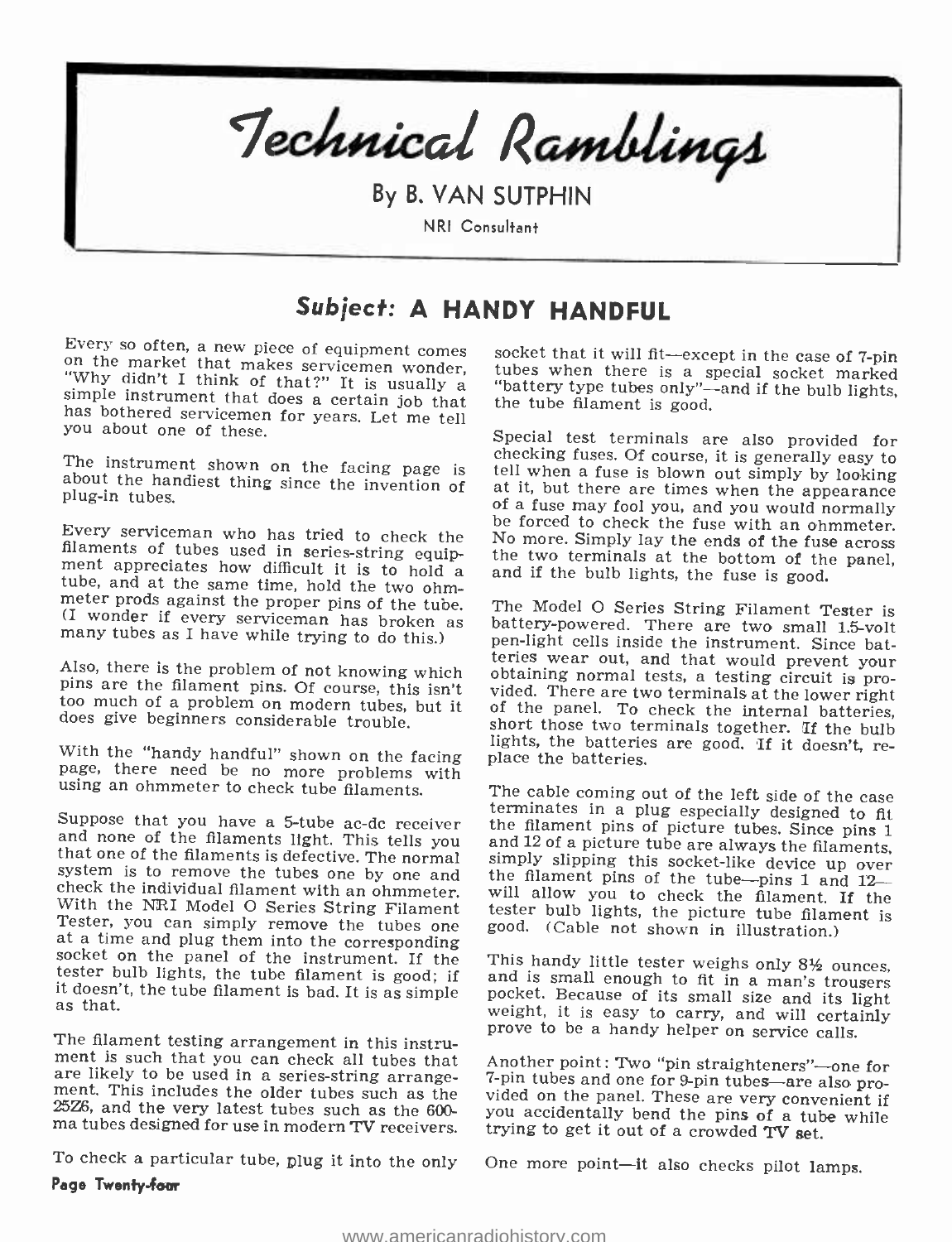# Technical Ramblings

By B. VAN SUTPHIN

NRI Consultant

## Subject: A HANDY HANDFUL

Every so often, a new piece of equipment comes on the market that makes servicemen wonder, "Why didn't I think of that?" It is usually a simple instrument that does a certain job that has bothered servicemen for years. Let me tell you about one of these.

The instrument shown on the facing page is about the handiest thing since the invention of plug-in tubes.

Every serviceman who has tried to check the filaments of tubes used in series-string equipment appreciates how difficult it is to hold a tube, and at the same time, hold the two ohmmeter prods against the proper pins of the tube. (I wonder if every serviceman has broken as many tubes as I have while trying to do this.)

Also, there is the problem of not knowing which pins are the filament pins. Of course, this isn't too much of a problem on modern tubes, but it does give beginners considerable trouble.

With the "handy handful" shown on the facing page, there need be no more problems with using an ohmmeter to check tube filaments.

Suppose that you have a 5-tube ac-dc receiver and none of the filaments light. This tells you that one of the filaments is defective. The normal system is to remove the tubes one by one and check the individual filament with an ohmmeter. With the NRI Model O Series String Filament Tester, you can simply remove the tubes one at a time and plug them into the corresponding socket on the panel of the instrument. If the tester bulb lights, the tube filament is good; if it doesn't, the tube filament is bad. It is as simple as that.

The filament testing arrangement in this instrument is such that you can check all tubes that are likely to be used in a series-string arrangement. This includes the older tubes such as the 25Z6, and the very latest tubes such as the 600-ma tubes designed for use in modern TV receivers.

To check a particular tube, plug it into the only socket that it will fit—except in the case of 7-pin tubes when there is a special socket marked "battery type tubes only"—and if the bulb lights, the tube filament is good.

Special test terminals are also provided for checking fuses. Of course, it is generally easy to tell when a fuse is blown out simply by looking at it, but there are times when the appearance of a fuse may fool you, and you would normally be forced to check the fuse with an ohmmeter. No more. Simply lay the ends of the fuse across the two terminals at the bottom of the panel, and if the bulb lights, the fuse is good.

The Model O Series String Filament Tester is battery-powered. There are two small 1.5-volt pen-light cells inside the instrument. Since batteries wear out, and that would prevent your obtaining normal tests, a testing circuit is provided. There are two terminals at the lower right of the panel. To check the internal batteries, short those two terminals together. If the bulb lights, the batteries are good. If it doesn't, replace the batteries.

The cable coming out of the left side of the case terminates in a plug especially designed to fit the filament pins of picture tubes. Since pins 1 and 12 of a picture tube are always the filaments, simply slipping this socket-like device up over the filament pins of the tube—pins 1 and 12—will allow you to check the filament. If the tester bulb lights, the picture tube filament is good. (Cable not shown in illustration.)

This handy little tester weighs only 8½ ounces, and is small enough to fit in a man's trousers pocket. Because of its small size and its light weight, it is easy to carry, and will certainly prove to be a handy helper on service calls.

Another point: Two "pin straighteners"—one for 7-pin tubes and one for 9-pin tubes—are also provided on the panel. These are very convenient if you accidentally bend the pins of a tube while trying to get it out of a crowded TV set.

One more point—it also checks pilot lamps.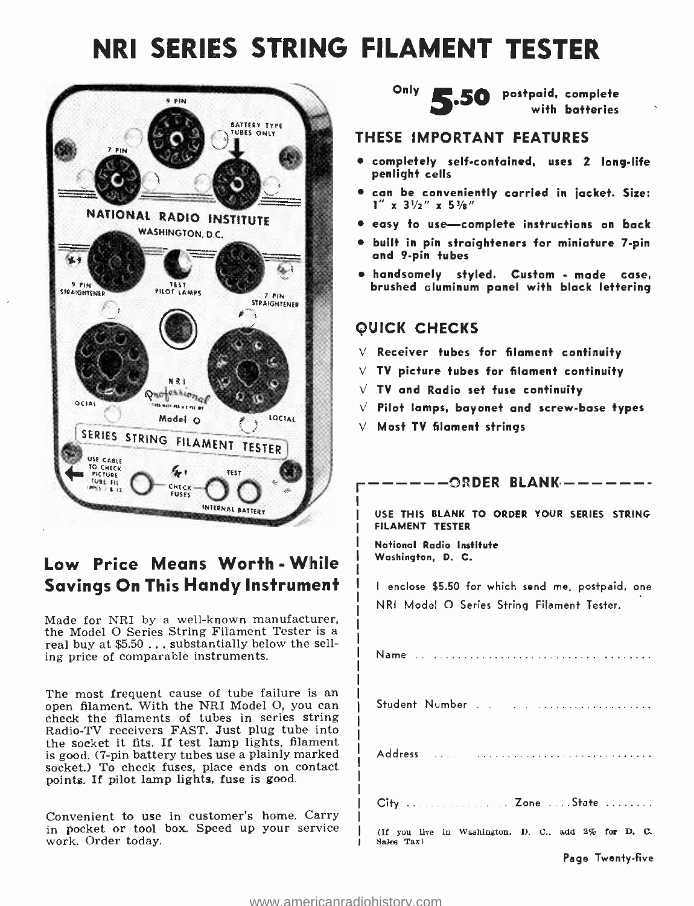# NRI SERIES STRING FILAMENT TESTER

## Low Price Means Worth-While Savings On This Handy Instrument

Made for NRI by a well-known manufacturer, the Model O Series String Filament Tester is a real buy at $5.50 . . . substantially below the selling price of comparable instruments.

The most frequent cause of tube failure is an open filament. With the NRI Model O, you can check the filaments of tubes in series string Radio-TV receivers FAST. Just plug tube into the socket it fits. If test lamp lights, filament is good. (7-pin battery tubes use a plainly marked socket.) To check fuses, place ends on contact points. If pilot lamp lights, fuse is good.

Convenient to use in customer's home. Carry in pocket or tool box. Speed up your service work. Order today.

Only **5.50** postpaid, complete with batteries

### THESE IMPORTANT FEATURES

- completely self-contained, uses 2 long-life penlight cells
- can be conveniently carried in jacket. Size: 1" x 3½" x 5⅜"
- easy to use—complete instructions on back
- built in pin straighteners for miniature 7-pin and 9-pin tubes
- handsomely styled. Custom-made case, brushed aluminum panel with black lettering

### QUICK CHECKS

√ Receiver tubes for filament continuity

√ TV picture tubes for filament continuity

√ TV and Radio set fuse continuity

√ Pilot lamps, bayonet and screw-base types

√ Most TV filament strings

---

**ORDER BLANK**

USE THIS BLANK TO ORDER YOUR SERIES STRING FILAMENT TESTER

National Radio Institute
Washington, D. C.

I enclose $5.50 for which send me, postpaid, one NRI Model O Series String Filament Tester.

Name ..........................................

Student Number ..........................................

Address ..........................................

City .................... Zone .... State ........

(If you live in Washington, D. C., add 2% for D. C. Sales Tax)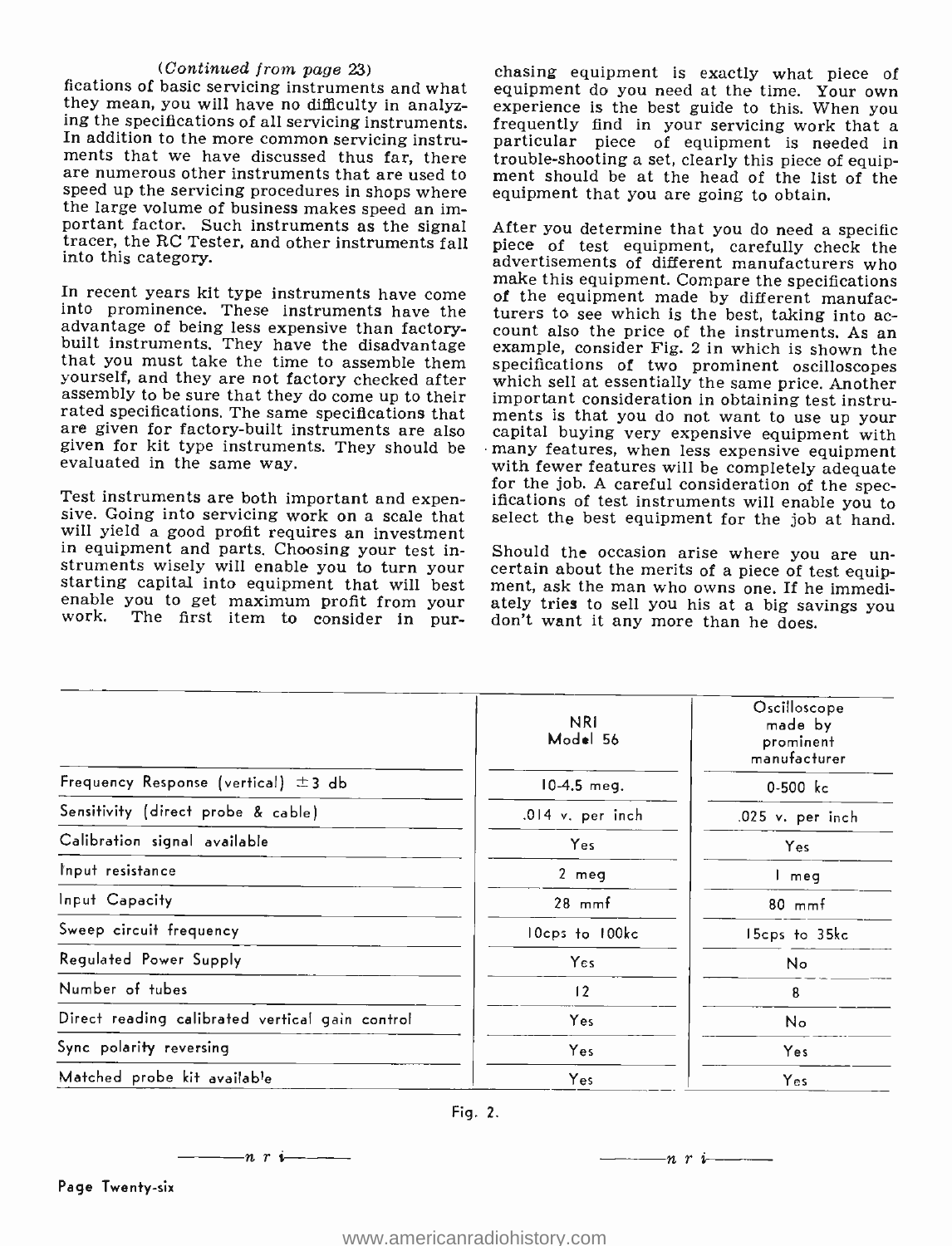*(Continued from page 23)*

fications of basic servicing instruments and what they mean, you will have no difficulty in analyzing the specifications of all servicing instruments. In addition to the more common servicing instruments that we have discussed thus far, there are numerous other instruments that are used to speed up the servicing procedures in shops where the large volume of business makes speed an important factor. Such instruments as the signal tracer, the RC Tester, and other instruments fall into this category.

In recent years kit type instruments have come into prominence. These instruments have the advantage of being less expensive than factory-built instruments. They have the disadvantage that you must take the time to assemble them yourself, and they are not factory checked after assembly to be sure that they do come up to their rated specifications. The same specifications that are given for factory-built instruments are also given for kit type instruments. They should be evaluated in the same way.

Test instruments are both important and expensive. Going into servicing work on a scale that will yield a good profit requires an investment in equipment and parts. Choosing your test instruments wisely will enable you to turn your starting capital into equipment that will best enable you to get maximum profit from your work. The first item to consider in purchasing equipment is exactly what piece of equipment do you need at the time. Your own experience is the best guide to this. When you frequently find in your servicing work that a particular piece of equipment is needed in trouble-shooting a set, clearly this piece of equipment should be at the head of the list of the equipment that you are going to obtain.

After you determine that you do need a specific piece of test equipment, carefully check the advertisements of different manufacturers who make this equipment. Compare the specifications of the equipment made by different manufacturers to see which is the best, taking into account also the price of the instruments. As an example, consider Fig. 2 in which is shown the specifications of two prominent oscilloscopes which sell at essentially the same price. Another important consideration in obtaining test instruments is that you do not want to use up your capital buying very expensive equipment with many features, when less expensive equipment with fewer features will be completely adequate for the job. A careful consideration of the specifications of test instruments will enable you to select the best equipment for the job at hand.

Should the occasion arise where you are uncertain about the merits of a piece of test equipment, ask the man who owns one. If he immediately tries to sell you his at a big savings you don't want it any more than he does.

| | NRI Model 56 | Oscilloscope made by prominent manufacturer |
|---|---|---|
| Frequency Response (vertical) ±3 db | 10-4.5 meg. | 0-500 kc |
| Sensitivity (direct probe & cable) | .014 v. per inch | .025 v. per inch |
| Calibration signal available | Yes | Yes |
| Input resistance | 2 meg | 1 meg |
| Input Capacity | 28 mmf | 80 mmf |
| Sweep circuit frequency | 10cps to 100kc | 15cps to 35kc |
| Regulated Power Supply | Yes | No |
| Number of tubes | 12 | 8 |
| Direct reading calibrated vertical gain control | Yes | No |
| Sync polarity reversing | Yes | Yes |
| Matched probe kit available | Yes | Yes |

Fig. 2.

——— n r i ———

——— n r i ———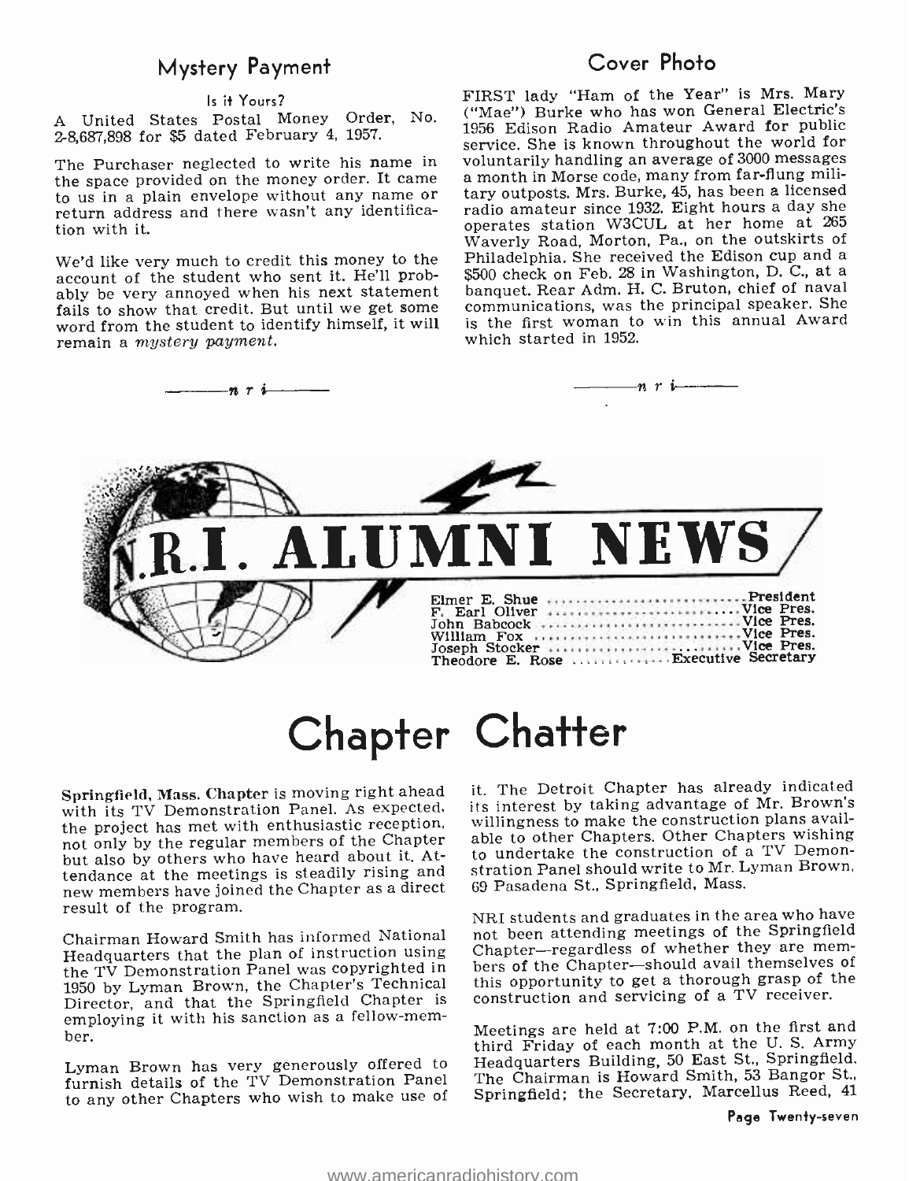## Mystery Payment

Is it Yours?

A United States Postal Money Order, No. 2-8,687,898 for $5 dated February 4, 1957.

The Purchaser neglected to write his name in the space provided on the money order. It came to us in a plain envelope without any name or return address and there wasn't any identification with it.

We'd like very much to credit this money to the account of the student who sent it. He'll probably be very annoyed when his next statement fails to show that credit. But until we get some word from the student to identify himself, it will remain a *mystery payment.*

—— n r i ——

## Cover Photo

FIRST lady "Ham of the Year" is Mrs. Mary ("Mae") Burke who has won General Electric's 1956 Edison Radio Amateur Award for public service. She is known throughout the world for voluntarily handling an average of 3000 messages a month in Morse code, many from far-flung military outposts. Mrs. Burke, 45, has been a licensed radio amateur since 1932. Eight hours a day she operates station W3CUL at her home at 265 Waverly Road, Morton, Pa., on the outskirts of Philadelphia. She received the Edison cup and a $500 check on Feb. 28 in Washington, D. C., at a banquet. Rear Adm. H. C. Bruton, chief of naval communications, was the principal speaker. She is the first woman to win this annual Award which started in 1952.

—— n r i ——

# N.R.I. ALUMNI NEWS

Elmer E. Shue .......... President
F. Earl Oliver .......... Vice Pres.
John Babcock .......... Vice Pres.
William Fox .......... Vice Pres.
Joseph Stocker .......... Vice Pres.
Theodore E. Rose .......... Executive Secretary

# Chapter Chatter

**Springfield, Mass. Chapter** is moving right ahead with its TV Demonstration Panel. As expected, the project has met with enthusiastic reception, not only by the regular members of the Chapter but also by others who have heard about it. Attendance at the meetings is steadily rising and new members have joined the Chapter as a direct result of the program.

Chairman Howard Smith has informed National Headquarters that the plan of instruction using the TV Demonstration Panel was copyrighted in 1950 by Lyman Brown, the Chapter's Technical Director, and that the Springfield Chapter is employing it with his sanction as a fellow-member.

Lyman Brown has very generously offered to furnish details of the TV Demonstration Panel to any other Chapters who wish to make use of it. The Detroit Chapter has already indicated its interest by taking advantage of Mr. Brown's willingness to make the construction plans available to other Chapters. Other Chapters wishing to undertake the construction of a TV Demonstration Panel should write to Mr. Lyman Brown, 69 Pasadena St., Springfield, Mass.

NRI students and graduates in the area who have not been attending meetings of the Springfield Chapter—regardless of whether they are members of the Chapter—should avail themselves of this opportunity to get a thorough grasp of the construction and servicing of a TV receiver.

Meetings are held at 7:00 P.M. on the first and third Friday of each month at the U. S. Army Headquarters Building, 50 East St., Springfield. The Chairman is Howard Smith, 53 Bangor St., Springfield; the Secretary, Marcellus Reed, 41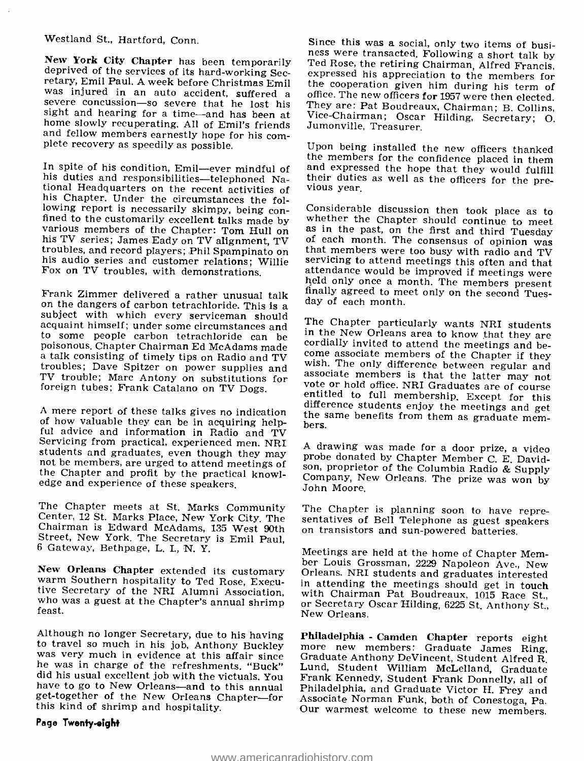Westland St., Hartford, Conn.

**New York City Chapter** has been temporarily deprived of the services of its hard-working Secretary, Emil Paul. A week before Christmas Emil was injured in an auto accident, suffered a severe concussion—so severe that he lost his sight and hearing for a time—and has been at home slowly recuperating. All of Emil's friends and fellow members earnestly hope for his complete recovery as speedily as possible.

In spite of his condition, Emil—ever mindful of his duties and responsibilities—telephoned National Headquarters on the recent activities of his Chapter. Under the circumstances the following report is necessarily skimpy, being confined to the customarily excellent talks made by various members of the Chapter: Tom Hull on his TV series; James Eady on TV alignment, TV troubles, and record players; Phil Spampinato on his audio series and customer relations; Willie Fox on TV troubles, with demonstrations.

Frank Zimmer delivered a rather unusual talk on the dangers of carbon tetrachloride. This is a subject with which every serviceman should acquaint himself; under some circumstances and to some people carbon tetrachloride can be poisonous. Chapter Chairman Ed McAdams made a talk consisting of timely tips on Radio and TV troubles; Dave Spitzer on power supplies and TV trouble; Marc Antony on substitutions for foreign tubes; Frank Catalano on TV Dogs.

A mere report of these talks gives no indication of how valuable they can be in acquiring helpful advice and information in Radio and TV Servicing from practical, experienced men. NRI students and graduates, even though they may not be members, are urged to attend meetings of the Chapter and profit by the practical knowledge and experience of these speakers.

The Chapter meets at St. Marks Community Center, 12 St. Marks Place, New York City. The Chairman is Edward McAdams, 135 West 90th Street, New York. The Secretary is Emil Paul, 6 Gateway, Bethpage, L. I., N. Y.

**New Orleans Chapter** extended its customary warm Southern hospitality to Ted Rose, Executive Secretary of the NRI Alumni Association, who was a guest at the Chapter's annual shrimp feast.

Although no longer Secretary, due to his having to travel so much in his job, Anthony Buckley was very much in evidence at this affair since he was in charge of the refreshments. "Buck" did his usual excellent job with the victuals. You have to go to New Orleans—and to this annual get-together of the New Orleans Chapter—for this kind of shrimp and hospitality.

Since this was a social, only two items of business were transacted. Following a short talk by Ted Rose, the retiring Chairman, Alfred Francis, expressed his appreciation to the members for the cooperation given him during his term of office. The new officers for 1957 were then elected. They are: Pat Boudreaux, Chairman; B. Collins, Vice-Chairman; Oscar Hilding, Secretary; O. Jumonville, Treasurer.

Upon being installed the new officers thanked the members for the confidence placed in them and expressed the hope that they would fulfill their duties as well as the officers for the previous year.

Considerable discussion then took place as to whether the Chapter should continue to meet as in the past, on the first and third Tuesday of each month. The consensus of opinion was that members were too busy with radio and TV servicing to attend meetings this often and that attendance would be improved if meetings were held only once a month. The members present finally agreed to meet only on the second Tuesday of each month.

The Chapter particularly wants NRI students in the New Orleans area to know that they are cordially invited to attend the meetings and become associate members of the Chapter if they wish. The only difference between regular and associate members is that the latter may not vote or hold office. NRI Graduates are of course entitled to full membership. Except for this difference students enjoy the meetings and get the same benefits from them as graduate members.

A drawing was made for a door prize, a video probe donated by Chapter Member C. E. Davidson, proprietor of the Columbia Radio & Supply Company, New Orleans. The prize was won by John Moore.

The Chapter is planning soon to have representatives of Bell Telephone as guest speakers on transistors and sun-powered batteries.

Meetings are held at the home of Chapter Member Louis Grossman, 2229 Napoleon Ave., New Orleans. NRI students and graduates interested in attending the meetings should get in touch with Chairman Pat Boudreaux, 1015 Race St., or Secretary Oscar Hilding, 6225 St. Anthony St., New Orleans.

**Philadelphia - Camden Chapter** reports eight more new members: Graduate James Ring, Graduate Anthony DeVincent, Student Alfred R. Lund, Student William McLelland, Graduate Frank Kennedy, Student Frank Donnelly, all of Philadelphia, and Graduate Victor H. Frey and Associate Norman Funk, both of Conestoga, Pa. Our warmest welcome to these new members.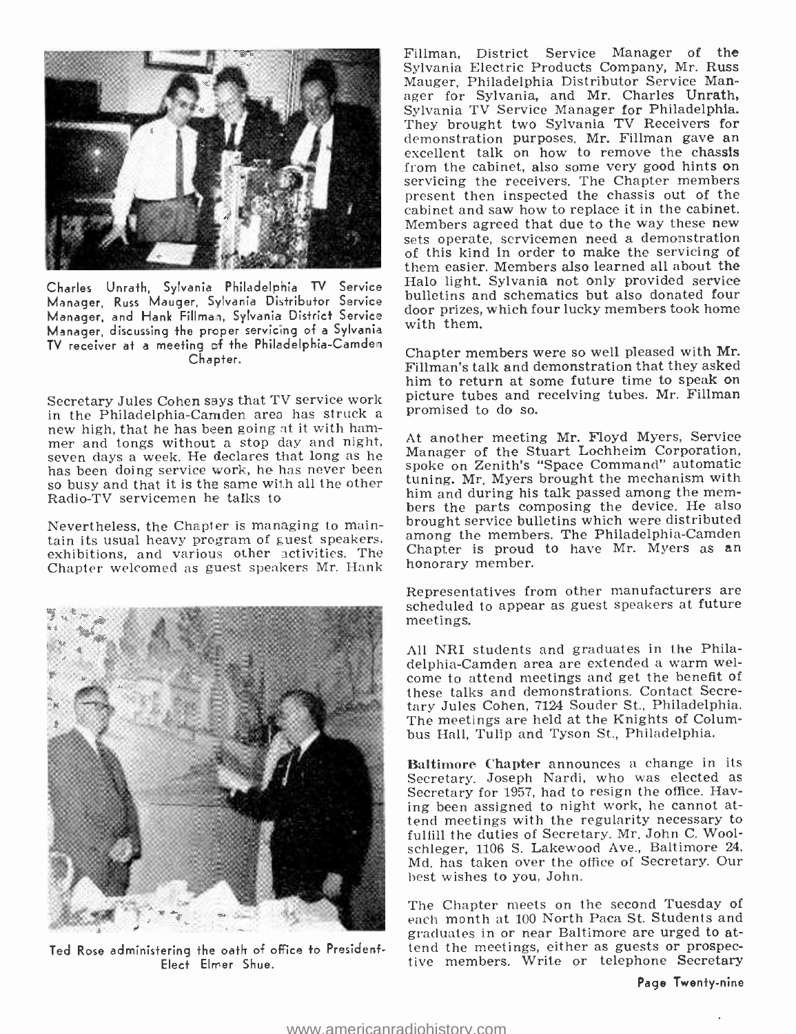Charles Unrath, Sylvania Philadelphia TV Service Manager, Russ Mauger, Sylvania Distributor Service Manager, and Hank Fillman, Sylvania District Service Manager, discussing the proper servicing of a Sylvania TV receiver at a meeting of the Philadelphia-Camden Chapter.

Secretary Jules Cohen says that TV service work in the Philadelphia-Camden area has struck a new high, that he has been going at it with hammer and tongs without a stop day and night, seven days a week. He declares that long as he has been doing service work, he has never been so busy and that it is the same with all the other Radio-TV servicemen he talks to

Nevertheless, the Chapter is managing to maintain its usual heavy program of guest speakers, exhibitions, and various other activities. The Chapter welcomed as guest speakers Mr. Hank Fillman, District Service Manager of the Sylvania Electric Products Company, Mr. Russ Mauger, Philadelphia Distributor Service Manager for Sylvania, and Mr. Charles Unrath, Sylvania TV Service Manager for Philadelphia. They brought two Sylvania TV Receivers for demonstration purposes. Mr. Fillman gave an excellent talk on how to remove the chassis from the cabinet, also some very good hints on servicing the receivers. The Chapter members present then inspected the chassis out of the cabinet and saw how to replace it in the cabinet. Members agreed that due to the way these new sets operate, servicemen need a demonstration of this kind in order to make the servicing of them easier. Members also learned all about the Halo light. Sylvania not only provided service bulletins and schematics but also donated four door prizes, which four lucky members took home with them.

Chapter members were so well pleased with Mr. Fillman's talk and demonstration that they asked him to return at some future time to speak on picture tubes and receiving tubes. Mr. Fillman promised to do so.

At another meeting Mr. Floyd Myers, Service Manager of the Stuart Lochheim Corporation, spoke on Zenith's "Space Command" automatic tuning. Mr. Myers brought the mechanism with him and during his talk passed among the members the parts composing the device. He also brought service bulletins which were distributed among the members. The Philadelphia-Camden Chapter is proud to have Mr. Myers as an honorary member.

Representatives from other manufacturers are scheduled to appear as guest speakers at future meetings.

All NRI students and graduates in the Philadelphia-Camden area are extended a warm welcome to attend meetings and get the benefit of these talks and demonstrations. Contact Secretary Jules Cohen, 7124 Souder St., Philadelphia. The meetings are held at the Knights of Columbus Hall, Tulip and Tyson St., Philadelphia.

Ted Rose administering the oath of office to President-Elect Elmer Shue.

**Baltimore Chapter** announces a change in its Secretary. Joseph Nardi, who was elected as Secretary for 1957, had to resign the office. Having been assigned to night work, he cannot attend meetings with the regularity necessary to fulfill the duties of Secretary. Mr. John C. Woolschleger, 1106 S. Lakewood Ave., Baltimore 24, Md. has taken over the office of Secretary. Our best wishes to you, John.

The Chapter meets on the second Tuesday of each month at 100 North Paca St. Students and graduates in or near Baltimore are urged to attend the meetings, either as guests or prospective members. Write or telephone Secretary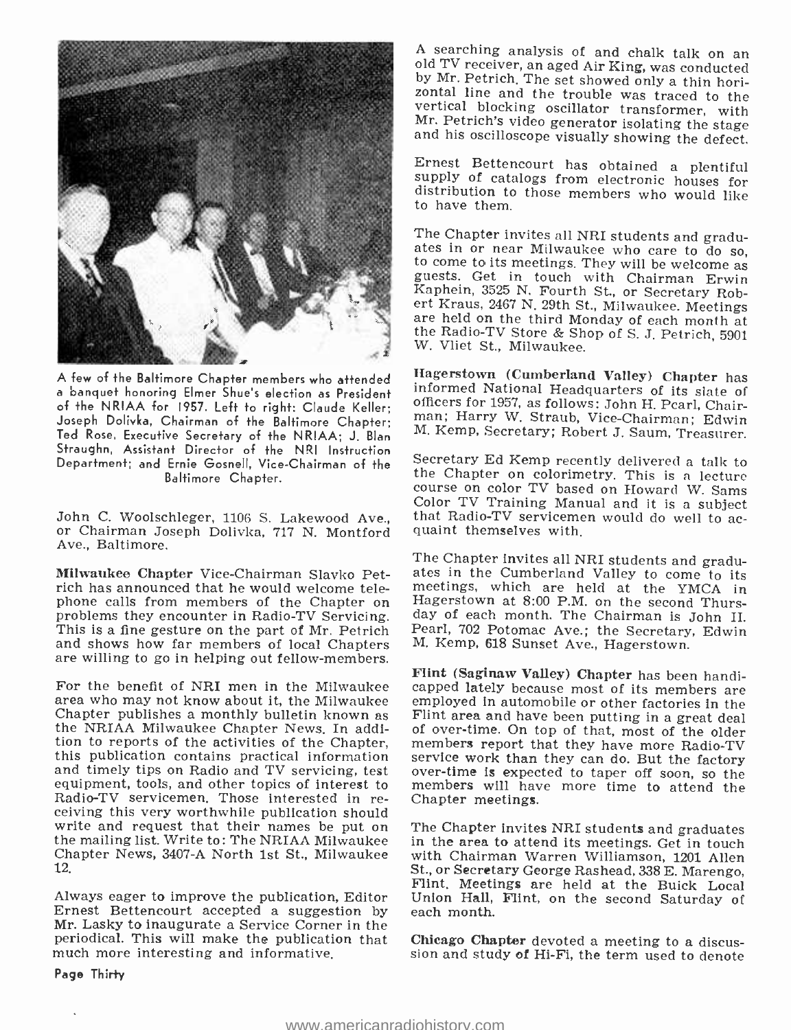A few of the Baltimore Chapter members who attended a banquet honoring Elmer Shue's election as President of the NRIAA for 1957. Left to right: Claude Keller; Joseph Dolivka, Chairman of the Baltimore Chapter; Ted Rose, Executive Secretary of the NRIAA; J. Blan Straughn, Assistant Director of the NRI Instruction Department; and Ernie Gosnell, Vice-Chairman of the Baltimore Chapter.

John C. Woolschleger, 1106 S. Lakewood Ave., or Chairman Joseph Dolivka, 717 N. Montford Ave., Baltimore.

**Milwaukee Chapter** Vice-Chairman Slavko Petrich has announced that he would welcome telephone calls from members of the Chapter on problems they encounter in Radio-TV Servicing. This is a fine gesture on the part of Mr. Petrich and shows how far members of local Chapters are willing to go in helping out fellow-members.

For the benefit of NRI men in the Milwaukee area who may not know about it, the Milwaukee Chapter publishes a monthly bulletin known as the NRIAA Milwaukee Chapter News. In addition to reports of the activities of the Chapter, this publication contains practical information and timely tips on Radio and TV servicing, test equipment, tools, and other topics of interest to Radio-TV servicemen. Those interested in receiving this very worthwhile publication should write and request that their names be put on the mailing list. Write to: The NRIAA Milwaukee Chapter News, 3407-A North 1st St., Milwaukee 12.

Always eager to improve the publication, Editor Ernest Bettencourt accepted a suggestion by Mr. Lasky to inaugurate a Service Corner in the periodical. This will make the publication that much more interesting and informative.

A searching analysis of and chalk talk on an old TV receiver, an aged Air King, was conducted by Mr. Petrich. The set showed only a thin horizontal line and the trouble was traced to the vertical blocking oscillator transformer, with Mr. Petrich's video generator isolating the stage and his oscilloscope visually showing the defect.

Ernest Bettencourt has obtained a plentiful supply of catalogs from electronic houses for distribution to those members who would like to have them.

The Chapter invites all NRI students and graduates in or near Milwaukee who care to do so, to come to its meetings. They will be welcome as guests. Get in touch with Chairman Erwin Kaphein, 3525 N. Fourth St., or Secretary Robert Kraus, 2467 N. 29th St., Milwaukee. Meetings are held on the third Monday of each month at the Radio-TV Store & Shop of S. J. Petrich, 5901 W. Vliet St., Milwaukee.

**Hagerstown (Cumberland Valley) Chapter** has informed National Headquarters of its slate of officers for 1957, as follows: John H. Pearl, Chairman; Harry W. Straub, Vice-Chairman; Edwin M. Kemp, Secretary; Robert J. Saum, Treasurer.

Secretary Ed Kemp recently delivered a talk to the Chapter on colorimetry. This is a lecture course on color TV based on Howard W. Sams Color TV Training Manual and it is a subject that Radio-TV servicemen would do well to acquaint themselves with.

The Chapter invites all NRI students and graduates in the Cumberland Valley to come to its meetings, which are held at the YMCA in Hagerstown at 8:00 P.M. on the second Thursday of each month. The Chairman is John H. Pearl, 702 Potomac Ave.; the Secretary, Edwin M. Kemp, 618 Sunset Ave., Hagerstown.

**Flint (Saginaw Valley) Chapter** has been handicapped lately because most of its members are employed in automobile or other factories in the Flint area and have been putting in a great deal of over-time. On top of that, most of the older members report that they have more Radio-TV service work than they can do. But the factory over-time is expected to taper off soon, so the members will have more time to attend the Chapter meetings.

The Chapter invites NRI students and graduates in the area to attend its meetings. Get in touch with Chairman Warren Williamson, 1201 Allen St., or Secretary George Rashead, 338 E. Marengo, Flint. Meetings are held at the Buick Local Union Hall, Flint, on the second Saturday of each month.

**Chicago Chapter** devoted a meeting to a discussion and study of Hi-Fi, the term used to denote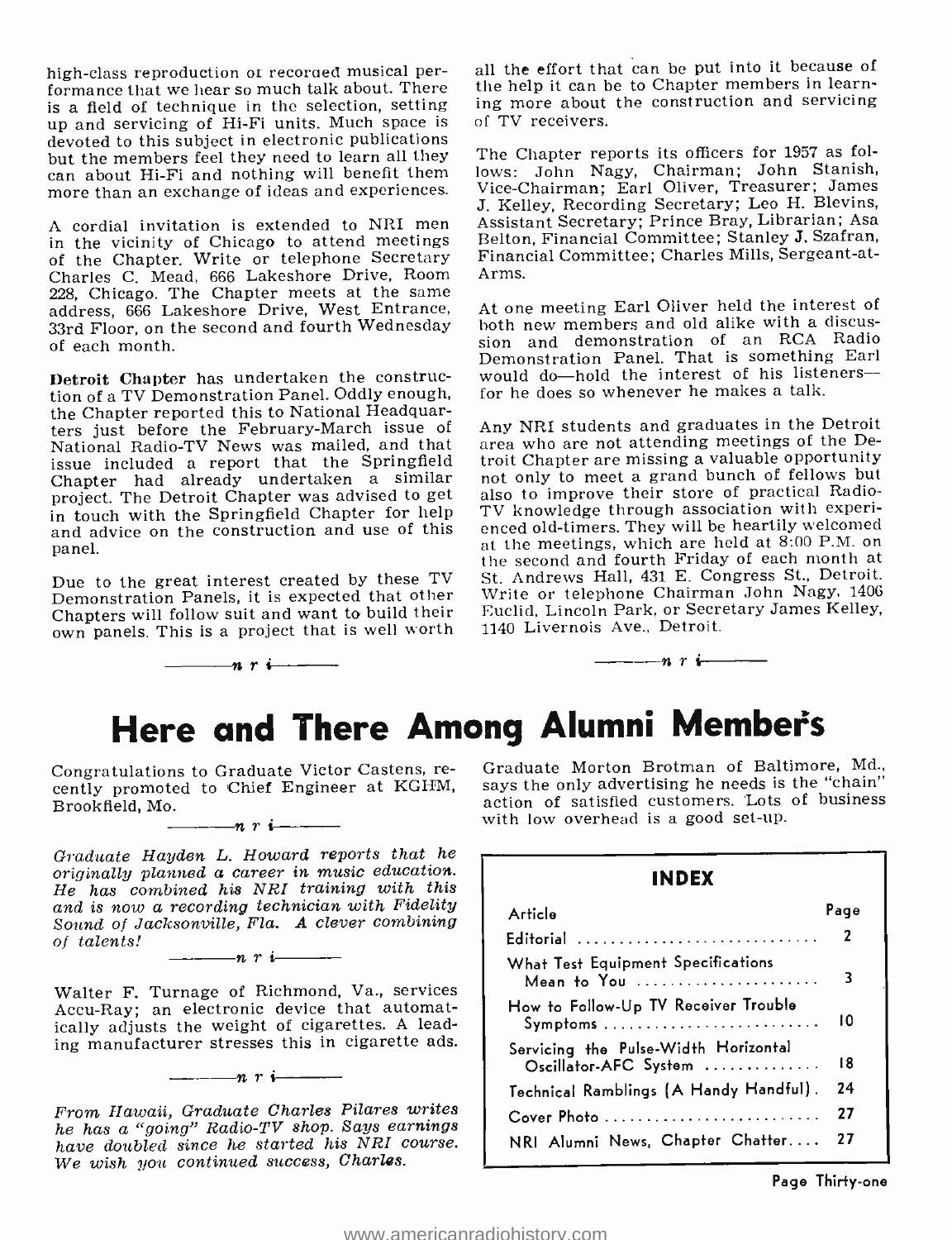high-class reproduction of recorded musical performance that we hear so much talk about. There is a field of technique in the selection, setting up and servicing of Hi-Fi units. Much space is devoted to this subject in electronic publications but the members feel they need to learn all they can about Hi-Fi and nothing will benefit them more than an exchange of ideas and experiences.

A cordial invitation is extended to NRI men in the vicinity of Chicago to attend meetings of the Chapter. Write or telephone Secretary Charles C. Mead, 666 Lakeshore Drive, Room 228, Chicago. The Chapter meets at the same address, 666 Lakeshore Drive, West Entrance, 33rd Floor, on the second and fourth Wednesday of each month.

**Detroit Chapter** has undertaken the construction of a TV Demonstration Panel. Oddly enough, the Chapter reported this to National Headquarters just before the February-March issue of National Radio-TV News was mailed, and that issue included a report that the Springfield Chapter had already undertaken a similar project. The Detroit Chapter was advised to get in touch with the Springfield Chapter for help and advice on the construction and use of this panel.

Due to the great interest created by these TV Demonstration Panels, it is expected that other Chapters will follow suit and want to build their own panels. This is a project that is well worth all the effort that can be put into it because of the help it can be to Chapter members in learning more about the construction and servicing of TV receivers.

The Chapter reports its officers for 1957 as follows: John Nagy, Chairman; John Stanish, Vice-Chairman; Earl Oliver, Treasurer; James J. Kelley, Recording Secretary; Leo H. Blevins, Assistant Secretary; Prince Bray, Librarian; Asa Belton, Financial Committee; Stanley J. Szafran, Financial Committee; Charles Mills, Sergeant-at-Arms.

At one meeting Earl Oliver held the interest of both new members and old alike with a discussion and demonstration of an RCA Radio Demonstration Panel. That is something Earl would do—hold the interest of his listeners—for he does so whenever he makes a talk.

Any NRI students and graduates in the Detroit area who are not attending meetings of the Detroit Chapter are missing a valuable opportunity not only to meet a grand bunch of fellows but also to improve their store of practical Radio-TV knowledge through association with experienced old-timers. They will be heartily welcomed at the meetings, which are held at 8:00 P.M. on the second and fourth Friday of each month at St. Andrews Hall, 431 E. Congress St., Detroit. Write or telephone Chairman John Nagy, 1406 Euclid, Lincoln Park, or Secretary James Kelley, 1140 Livernois Ave., Detroit.

——— n r i ———

# Here and There Among Alumni Members

Congratulations to Graduate Victor Castens, recently promoted to Chief Engineer at KGHM, Brookfield, Mo.

——— n r i ———

*Graduate Hayden L. Howard reports that he originally planned a career in music education. He has combined his NRI training with this and is now a recording technician with Fidelity Sound of Jacksonville, Fla. A clever combining of talents!*

——— n r i ———

Walter F. Turnage of Richmond, Va., services Accu-Ray; an electronic device that automatically adjusts the weight of cigarettes. A leading manufacturer stresses this in cigarette ads.

——— n r i ———

*From Hawaii, Graduate Charles Pilares writes he has a "going" Radio-TV shop. Says earnings have doubled since he started his NRI course. We wish you continued success, Charles.*

Graduate Morton Brotman of Baltimore, Md., says the only advertising he needs is the "chain" action of satisfied customers. Lots of business with low overhead is a good set-up.

**INDEX**

| Article | Page |
|---|---|
| Editorial | 2 |
| What Test Equipment Specifications Mean to You | 3 |
| How to Follow-Up TV Receiver Trouble Symptoms | 10 |
| Servicing the Pulse-Width Horizontal Oscillator-AFC System | 18 |
| Technical Ramblings (A Handy Handful) | 24 |
| Cover Photo | 27 |
| NRI Alumni News, Chapter Chatter | 27 |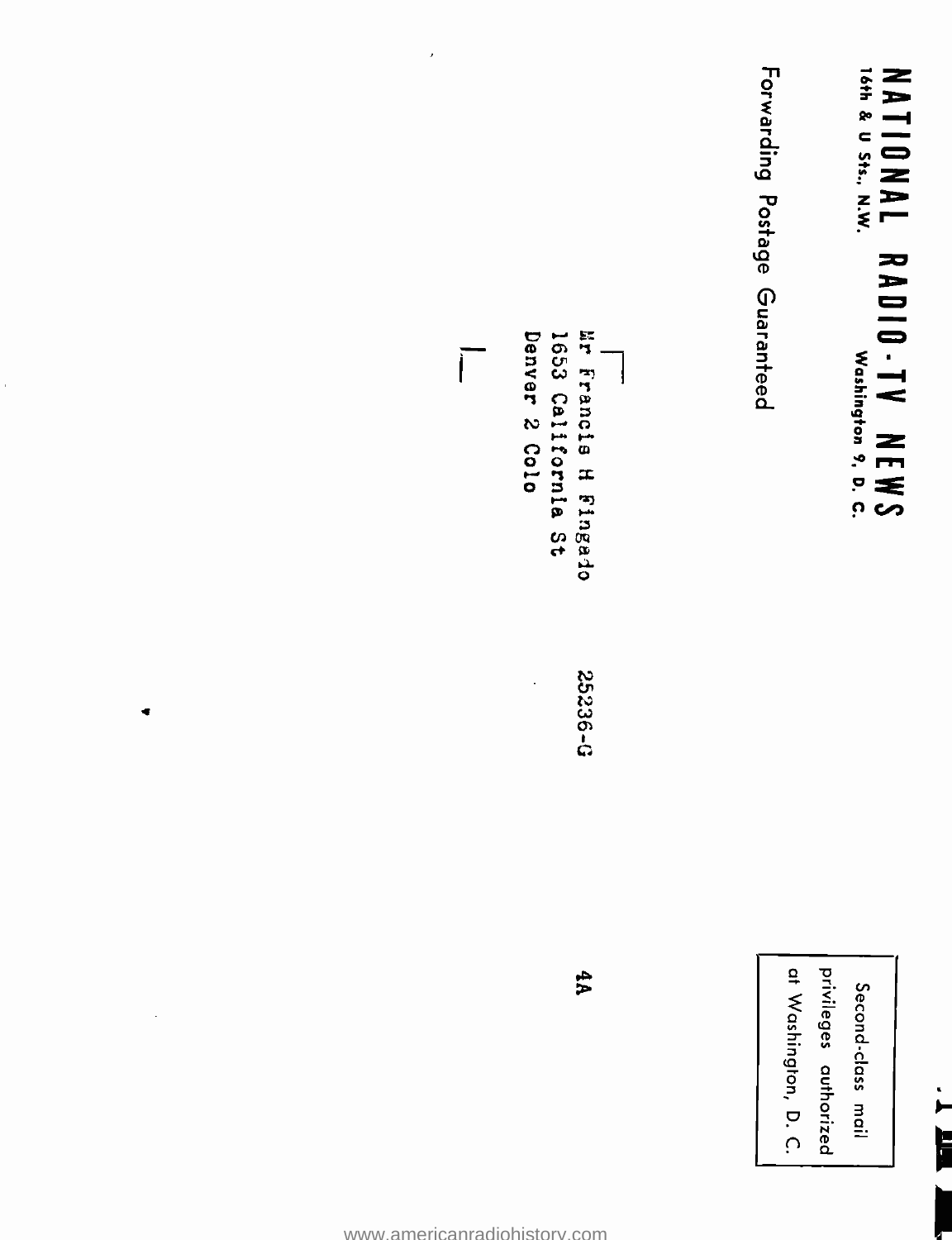# NATIONAL RADIO-TV NEWS

16th & U Sts., N.W. Washington 9, D. C.

Forwarding Postage Guaranteed

Second-class mail privileges authorized at Washington, D. C.

Mr Francis H Fingado
1653 California St
Denver 2 Colo

25236-G

4A